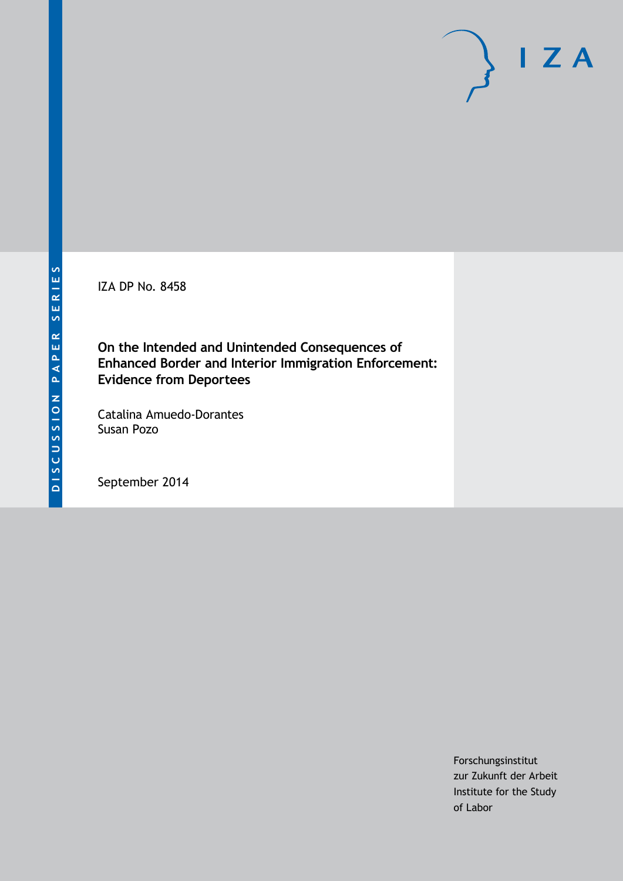DISCUSSION PAPER SERIES

IZA

IZA DP No. 8458

# On the Intended and Unintended Consequences of Enhanced Border and Interior Immigration Enforcement: Evidence from Deportees

Catalina Amuedo-Dorantes
Susan Pozo

September 2014

Forschungsinstitut
zur Zukunft der Arbeit
Institute for the Study
of Labor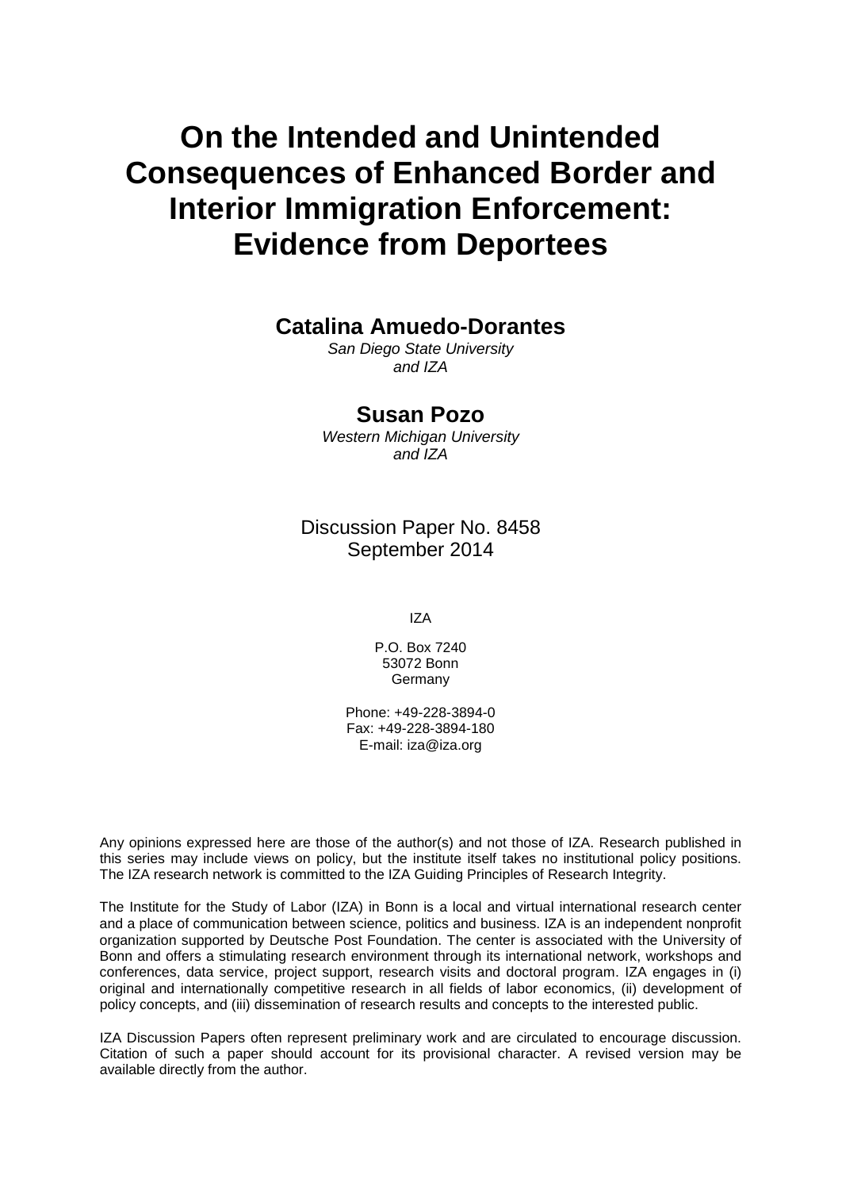# On the Intended and Unintended Consequences of Enhanced Border and Interior Immigration Enforcement: Evidence from Deportees

**Catalina Amuedo-Dorantes**
*San Diego State University and IZA*

**Susan Pozo**
*Western Michigan University and IZA*

Discussion Paper No. 8458
September 2014

IZA

P.O. Box 7240
53072 Bonn
Germany

Phone: +49-228-3894-0
Fax: +49-228-3894-180
E-mail: iza@iza.org

Any opinions expressed here are those of the author(s) and not those of IZA. Research published in this series may include views on policy, but the institute itself takes no institutional policy positions. The IZA research network is committed to the IZA Guiding Principles of Research Integrity.

The Institute for the Study of Labor (IZA) in Bonn is a local and virtual international research center and a place of communication between science, politics and business. IZA is an independent nonprofit organization supported by Deutsche Post Foundation. The center is associated with the University of Bonn and offers a stimulating research environment through its international network, workshops and conferences, data service, project support, research visits and doctoral program. IZA engages in (i) original and internationally competitive research in all fields of labor economics, (ii) development of policy concepts, and (iii) dissemination of research results and concepts to the interested public.

IZA Discussion Papers often represent preliminary work and are circulated to encourage discussion. Citation of such a paper should account for its provisional character. A revised version may be available directly from the author.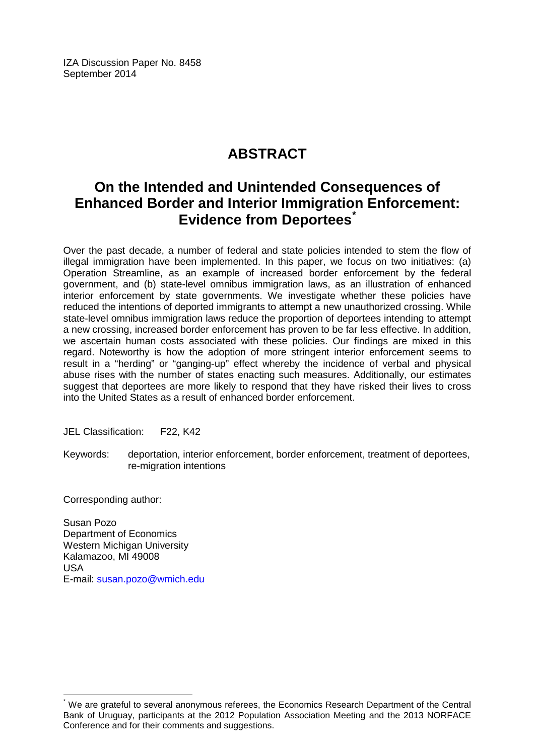IZA Discussion Paper No. 8458
September 2014

# ABSTRACT

## On the Intended and Unintended Consequences of Enhanced Border and Interior Immigration Enforcement: Evidence from Deportees[*]

Over the past decade, a number of federal and state policies intended to stem the flow of illegal immigration have been implemented. In this paper, we focus on two initiatives: (a) Operation Streamline, as an example of increased border enforcement by the federal government, and (b) state-level omnibus immigration laws, as an illustration of enhanced interior enforcement by state governments. We investigate whether these policies have reduced the intentions of deported immigrants to attempt a new unauthorized crossing. While state-level omnibus immigration laws reduce the proportion of deportees intending to attempt a new crossing, increased border enforcement has proven to be far less effective. In addition, we ascertain human costs associated with these policies. Our findings are mixed in this regard. Noteworthy is how the adoption of more stringent interior enforcement seems to result in a "herding" or "ganging-up" effect whereby the incidence of verbal and physical abuse rises with the number of states enacting such measures. Additionally, our estimates suggest that deportees are more likely to respond that they have risked their lives to cross into the United States as a result of enhanced border enforcement.

JEL Classification: F22, K42

Keywords: deportation, interior enforcement, border enforcement, treatment of deportees, re-migration intentions

Corresponding author:

Susan Pozo
Department of Economics
Western Michigan University
Kalamazoo, MI 49008
USA
E-mail: susan.pozo@wmich.edu

[*] We are grateful to several anonymous referees, the Economics Research Department of the Central Bank of Uruguay, participants at the 2012 Population Association Meeting and the 2013 NORFACE Conference and for their comments and suggestions.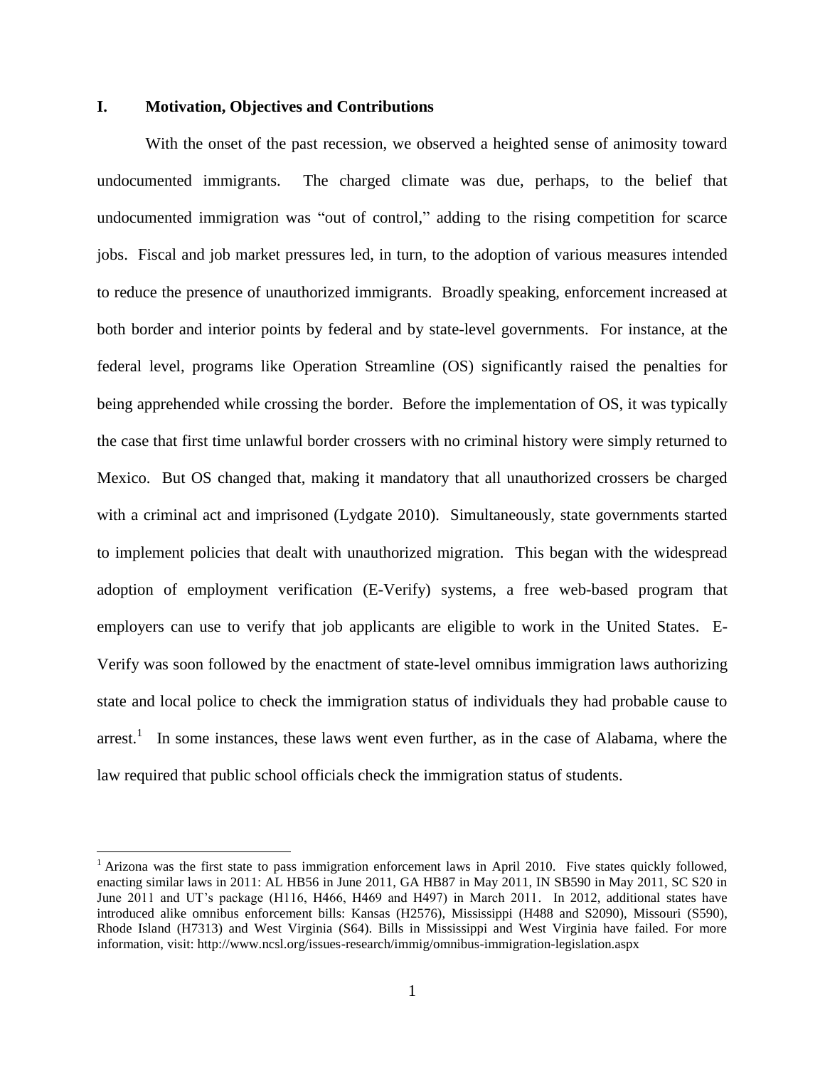## I. Motivation, Objectives and Contributions

With the onset of the past recession, we observed a heighted sense of animosity toward undocumented immigrants. The charged climate was due, perhaps, to the belief that undocumented immigration was "out of control," adding to the rising competition for scarce jobs. Fiscal and job market pressures led, in turn, to the adoption of various measures intended to reduce the presence of unauthorized immigrants. Broadly speaking, enforcement increased at both border and interior points by federal and by state-level governments. For instance, at the federal level, programs like Operation Streamline (OS) significantly raised the penalties for being apprehended while crossing the border. Before the implementation of OS, it was typically the case that first time unlawful border crossers with no criminal history were simply returned to Mexico. But OS changed that, making it mandatory that all unauthorized crossers be charged with a criminal act and imprisoned (Lydgate 2010). Simultaneously, state governments started to implement policies that dealt with unauthorized migration. This began with the widespread adoption of employment verification (E-Verify) systems, a free web-based program that employers can use to verify that job applicants are eligible to work in the United States. E-Verify was soon followed by the enactment of state-level omnibus immigration laws authorizing state and local police to check the immigration status of individuals they had probable cause to arrest.[1] In some instances, these laws went even further, as in the case of Alabama, where the law required that public school officials check the immigration status of students.

---

[1] Arizona was the first state to pass immigration enforcement laws in April 2010. Five states quickly followed, enacting similar laws in 2011: AL HB56 in June 2011, GA HB87 in May 2011, IN SB590 in May 2011, SC S20 in June 2011 and UT's package (H116, H466, H469 and H497) in March 2011. In 2012, additional states have introduced alike omnibus enforcement bills: Kansas (H2576), Mississippi (H488 and S2090), Missouri (S590), Rhode Island (H7313) and West Virginia (S64). Bills in Mississippi and West Virginia have failed. For more information, visit: http://www.ncsl.org/issues-research/immig/omnibus-immigration-legislation.aspx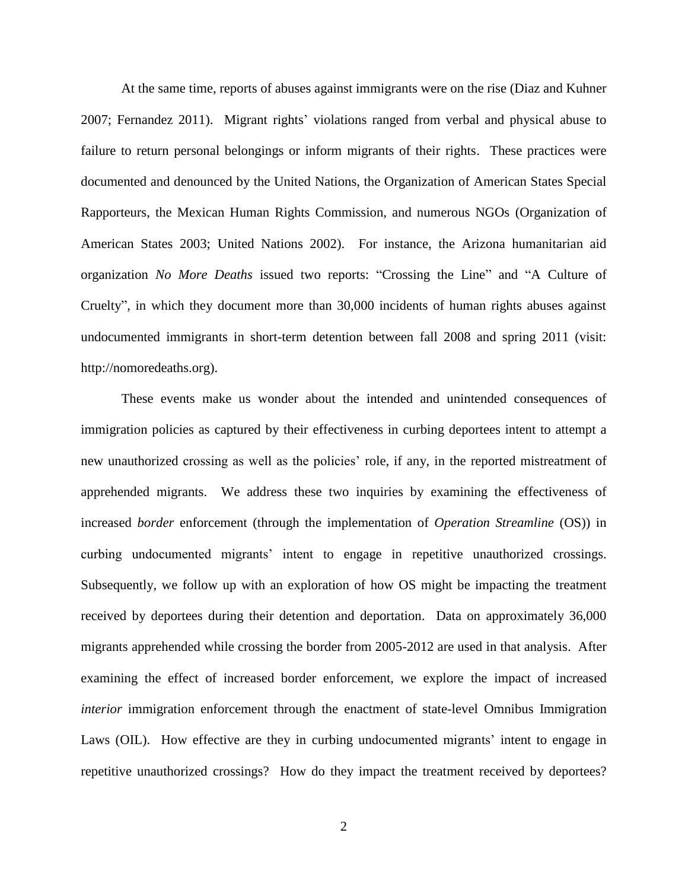At the same time, reports of abuses against immigrants were on the rise (Diaz and Kuhner 2007; Fernandez 2011). Migrant rights' violations ranged from verbal and physical abuse to failure to return personal belongings or inform migrants of their rights. These practices were documented and denounced by the United Nations, the Organization of American States Special Rapporteurs, the Mexican Human Rights Commission, and numerous NGOs (Organization of American States 2003; United Nations 2002). For instance, the Arizona humanitarian aid organization *No More Deaths* issued two reports: "Crossing the Line" and "A Culture of Cruelty", in which they document more than 30,000 incidents of human rights abuses against undocumented immigrants in short-term detention between fall 2008 and spring 2011 (visit: http://nomoredeaths.org).

These events make us wonder about the intended and unintended consequences of immigration policies as captured by their effectiveness in curbing deportees intent to attempt a new unauthorized crossing as well as the policies' role, if any, in the reported mistreatment of apprehended migrants. We address these two inquiries by examining the effectiveness of increased *border* enforcement (through the implementation of *Operation Streamline* (OS)) in curbing undocumented migrants' intent to engage in repetitive unauthorized crossings. Subsequently, we follow up with an exploration of how OS might be impacting the treatment received by deportees during their detention and deportation. Data on approximately 36,000 migrants apprehended while crossing the border from 2005-2012 are used in that analysis. After examining the effect of increased border enforcement, we explore the impact of increased *interior* immigration enforcement through the enactment of state-level Omnibus Immigration Laws (OIL). How effective are they in curbing undocumented migrants' intent to engage in repetitive unauthorized crossings? How do they impact the treatment received by deportees?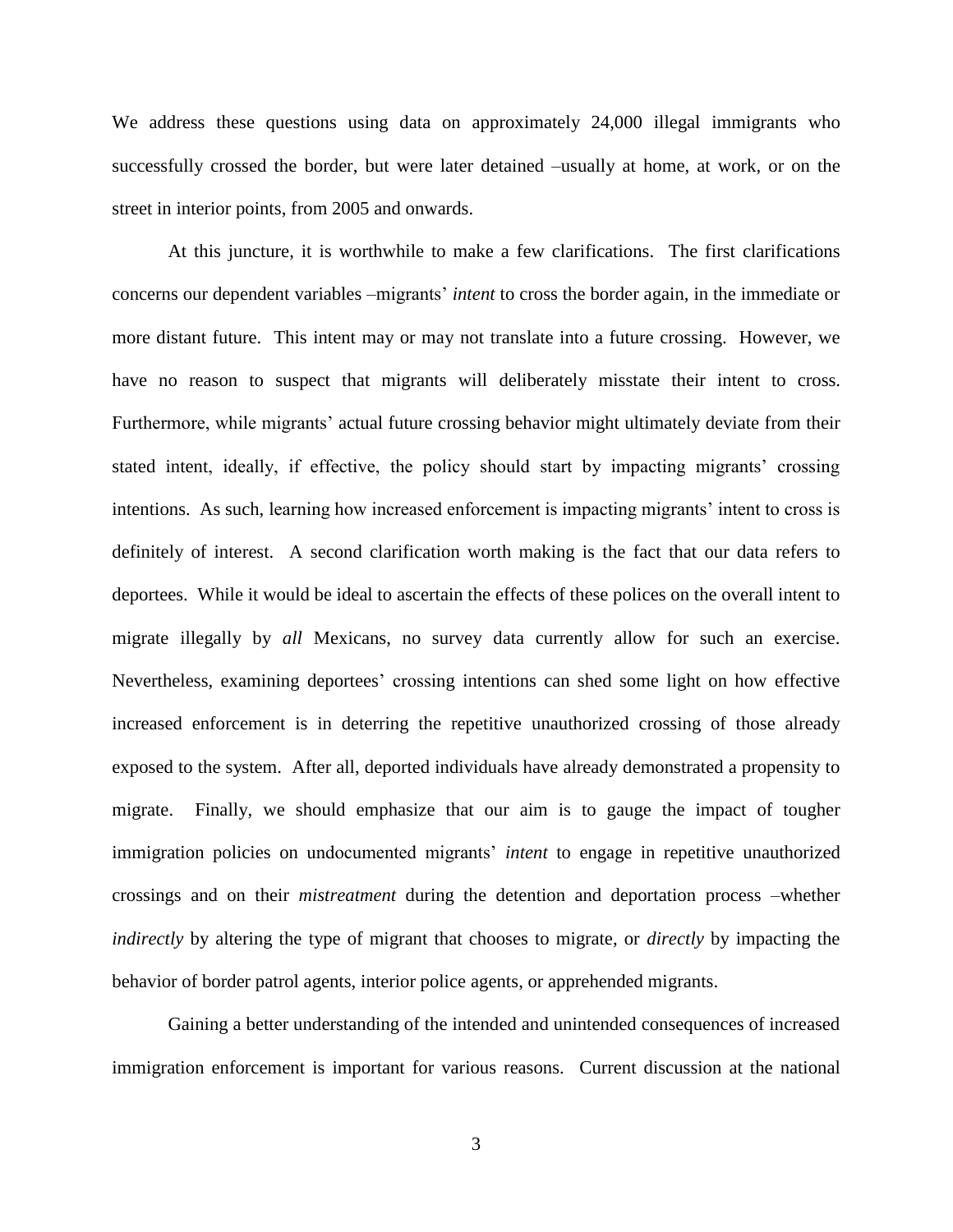We address these questions using data on approximately 24,000 illegal immigrants who successfully crossed the border, but were later detained –usually at home, at work, or on the street in interior points, from 2005 and onwards.

At this juncture, it is worthwhile to make a few clarifications. The first clarifications concerns our dependent variables –migrants' *intent* to cross the border again, in the immediate or more distant future. This intent may or may not translate into a future crossing. However, we have no reason to suspect that migrants will deliberately misstate their intent to cross. Furthermore, while migrants' actual future crossing behavior might ultimately deviate from their stated intent, ideally, if effective, the policy should start by impacting migrants' crossing intentions. As such, learning how increased enforcement is impacting migrants' intent to cross is definitely of interest. A second clarification worth making is the fact that our data refers to deportees. While it would be ideal to ascertain the effects of these polices on the overall intent to migrate illegally by *all* Mexicans, no survey data currently allow for such an exercise. Nevertheless, examining deportees' crossing intentions can shed some light on how effective increased enforcement is in deterring the repetitive unauthorized crossing of those already exposed to the system. After all, deported individuals have already demonstrated a propensity to migrate. Finally, we should emphasize that our aim is to gauge the impact of tougher immigration policies on undocumented migrants' *intent* to engage in repetitive unauthorized crossings and on their *mistreatment* during the detention and deportation process –whether *indirectly* by altering the type of migrant that chooses to migrate, or *directly* by impacting the behavior of border patrol agents, interior police agents, or apprehended migrants.

Gaining a better understanding of the intended and unintended consequences of increased immigration enforcement is important for various reasons. Current discussion at the national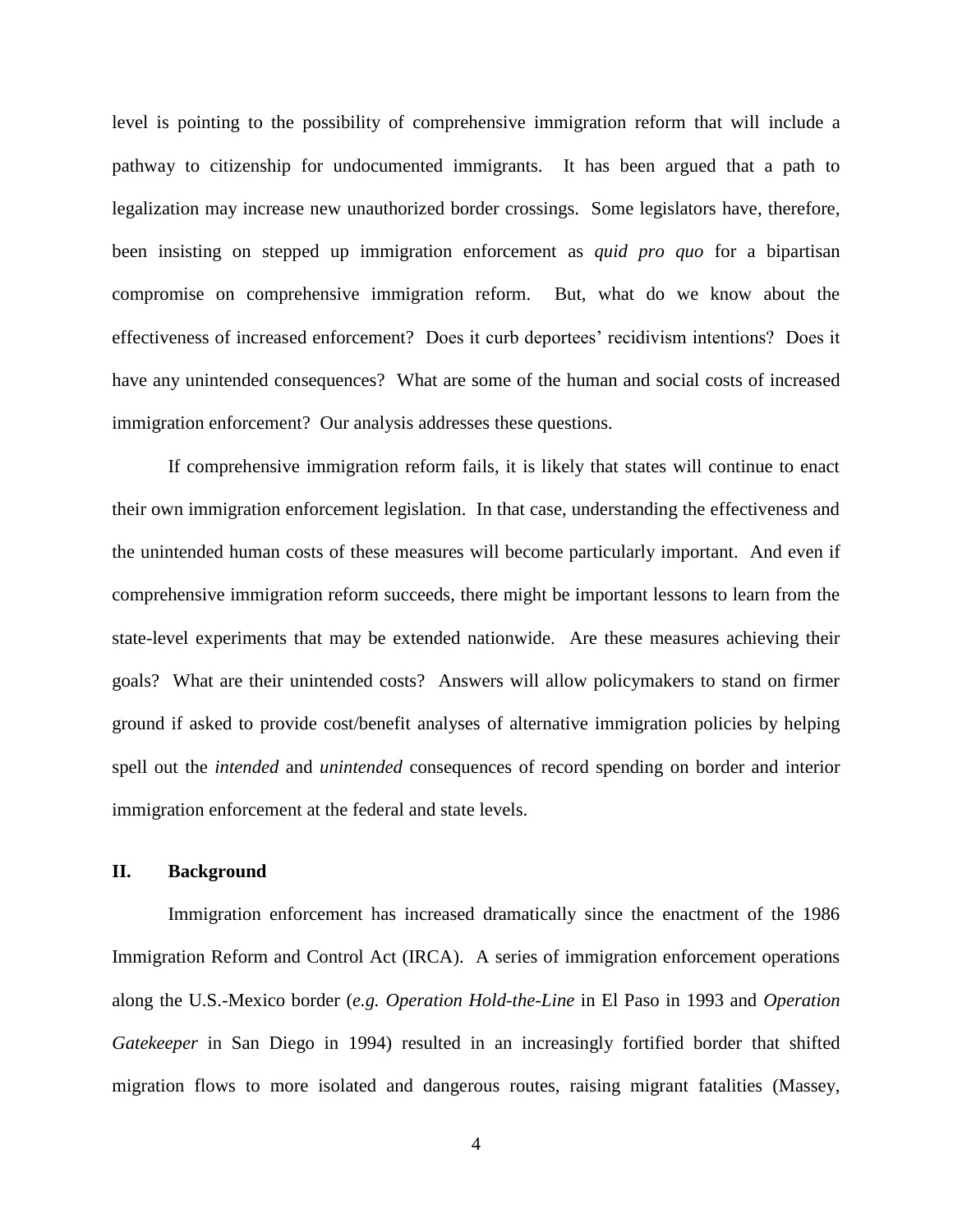level is pointing to the possibility of comprehensive immigration reform that will include a pathway to citizenship for undocumented immigrants. It has been argued that a path to legalization may increase new unauthorized border crossings. Some legislators have, therefore, been insisting on stepped up immigration enforcement as *quid pro quo* for a bipartisan compromise on comprehensive immigration reform. But, what do we know about the effectiveness of increased enforcement? Does it curb deportees' recidivism intentions? Does it have any unintended consequences? What are some of the human and social costs of increased immigration enforcement? Our analysis addresses these questions.

If comprehensive immigration reform fails, it is likely that states will continue to enact their own immigration enforcement legislation. In that case, understanding the effectiveness and the unintended human costs of these measures will become particularly important. And even if comprehensive immigration reform succeeds, there might be important lessons to learn from the state-level experiments that may be extended nationwide. Are these measures achieving their goals? What are their unintended costs? Answers will allow policymakers to stand on firmer ground if asked to provide cost/benefit analyses of alternative immigration policies by helping spell out the *intended* and *unintended* consequences of record spending on border and interior immigration enforcement at the federal and state levels.

## II. Background

Immigration enforcement has increased dramatically since the enactment of the 1986 Immigration Reform and Control Act (IRCA). A series of immigration enforcement operations along the U.S.-Mexico border (*e.g. Operation Hold-the-Line* in El Paso in 1993 and *Operation Gatekeeper* in San Diego in 1994) resulted in an increasingly fortified border that shifted migration flows to more isolated and dangerous routes, raising migrant fatalities (Massey,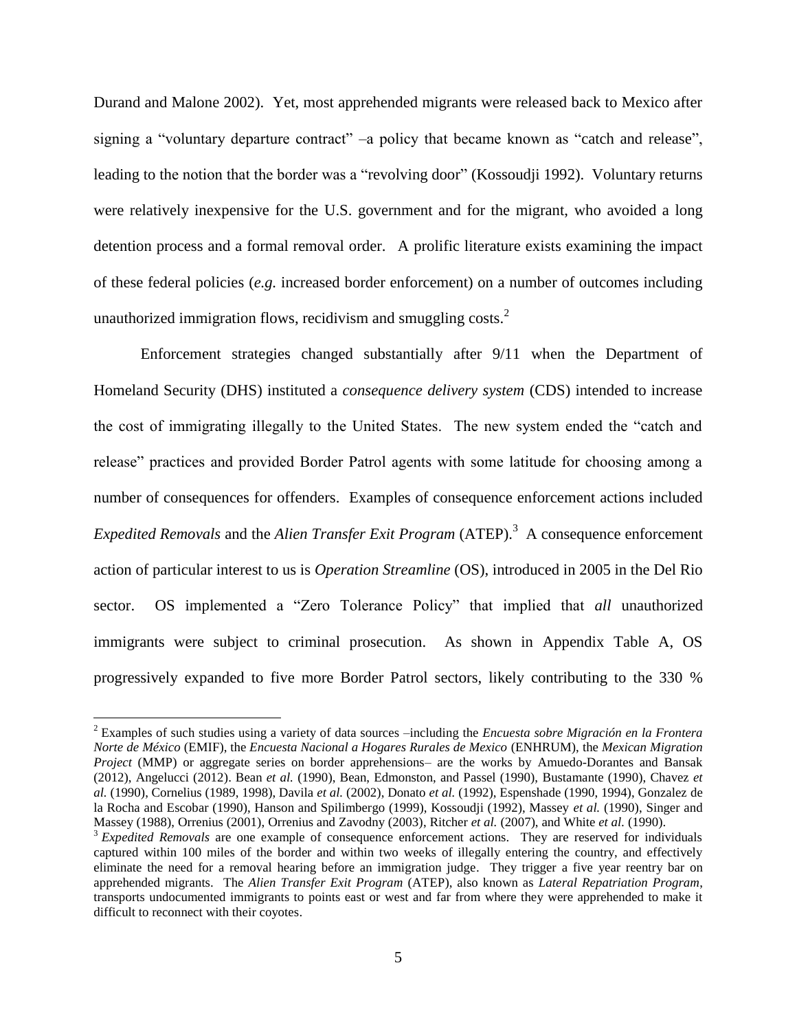Durand and Malone 2002). Yet, most apprehended migrants were released back to Mexico after signing a "voluntary departure contract" –a policy that became known as "catch and release", leading to the notion that the border was a "revolving door" (Kossoudji 1992). Voluntary returns were relatively inexpensive for the U.S. government and for the migrant, who avoided a long detention process and a formal removal order. A prolific literature exists examining the impact of these federal policies (*e.g.* increased border enforcement) on a number of outcomes including unauthorized immigration flows, recidivism and smuggling costs.[2]

Enforcement strategies changed substantially after 9/11 when the Department of Homeland Security (DHS) instituted a *consequence delivery system* (CDS) intended to increase the cost of immigrating illegally to the United States. The new system ended the "catch and release" practices and provided Border Patrol agents with some latitude for choosing among a number of consequences for offenders. Examples of consequence enforcement actions included *Expedited Removals* and the *Alien Transfer Exit Program* (ATEP).[3] A consequence enforcement action of particular interest to us is *Operation Streamline* (OS), introduced in 2005 in the Del Rio sector. OS implemented a "Zero Tolerance Policy" that implied that *all* unauthorized immigrants were subject to criminal prosecution. As shown in Appendix Table A, OS progressively expanded to five more Border Patrol sectors, likely contributing to the 330 %

[2] Examples of such studies using a variety of data sources –including the *Encuesta sobre Migración en la Frontera Norte de México* (EMIF), the *Encuesta Nacional a Hogares Rurales de Mexico* (ENHRUM), the *Mexican Migration Project* (MMP) or aggregate series on border apprehensions– are the works by Amuedo-Dorantes and Bansak (2012), Angelucci (2012). Bean *et al.* (1990), Bean, Edmonston, and Passel (1990), Bustamante (1990), Chavez *et al.* (1990), Cornelius (1989, 1998), Davila *et al.* (2002), Donato *et al.* (1992), Espenshade (1990, 1994), Gonzalez de la Rocha and Escobar (1990), Hanson and Spilimbergo (1999), Kossoudji (1992), Massey *et al.* (1990), Singer and Massey (1988), Orrenius (2001), Orrenius and Zavodny (2003), Ritcher *et al.* (2007), and White *et al.* (1990).

[3] *Expedited Removals* are one example of consequence enforcement actions. They are reserved for individuals captured within 100 miles of the border and within two weeks of illegally entering the country, and effectively eliminate the need for a removal hearing before an immigration judge. They trigger a five year reentry bar on apprehended migrants. The *Alien Transfer Exit Program* (ATEP), also known as *Lateral Repatriation Program*, transports undocumented immigrants to points east or west and far from where they were apprehended to make it difficult to reconnect with their coyotes.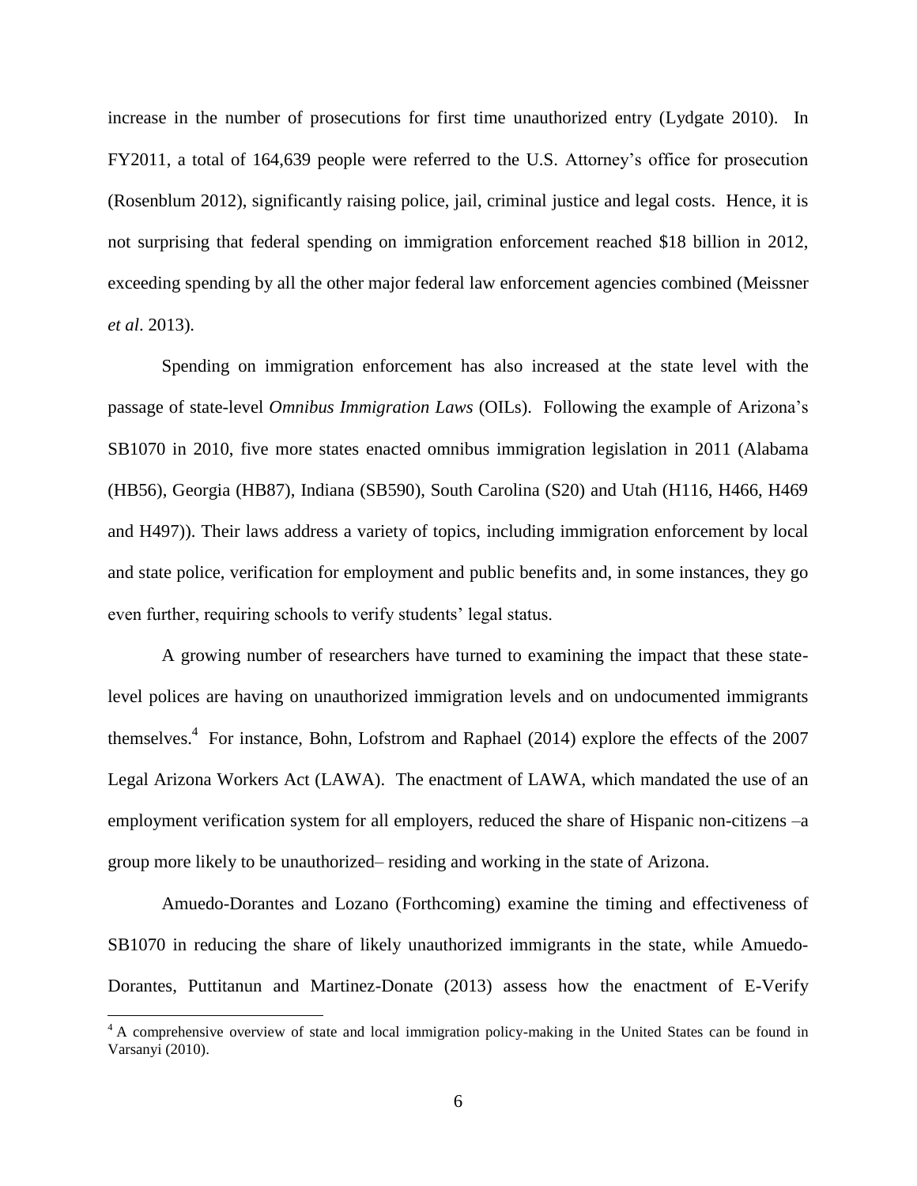increase in the number of prosecutions for first time unauthorized entry (Lydgate 2010). In FY2011, a total of 164,639 people were referred to the U.S. Attorney's office for prosecution (Rosenblum 2012), significantly raising police, jail, criminal justice and legal costs. Hence, it is not surprising that federal spending on immigration enforcement reached \$18 billion in 2012, exceeding spending by all the other major federal law enforcement agencies combined (Meissner *et al*. 2013).

Spending on immigration enforcement has also increased at the state level with the passage of state-level *Omnibus Immigration Laws* (OILs). Following the example of Arizona's SB1070 in 2010, five more states enacted omnibus immigration legislation in 2011 (Alabama (HB56), Georgia (HB87), Indiana (SB590), South Carolina (S20) and Utah (H116, H466, H469 and H497)). Their laws address a variety of topics, including immigration enforcement by local and state police, verification for employment and public benefits and, in some instances, they go even further, requiring schools to verify students' legal status.

A growing number of researchers have turned to examining the impact that these state-level polices are having on unauthorized immigration levels and on undocumented immigrants themselves.[4] For instance, Bohn, Lofstrom and Raphael (2014) explore the effects of the 2007 Legal Arizona Workers Act (LAWA). The enactment of LAWA, which mandated the use of an employment verification system for all employers, reduced the share of Hispanic non-citizens –a group more likely to be unauthorized– residing and working in the state of Arizona.

Amuedo-Dorantes and Lozano (Forthcoming) examine the timing and effectiveness of SB1070 in reducing the share of likely unauthorized immigrants in the state, while Amuedo-Dorantes, Puttitanun and Martinez-Donate (2013) assess how the enactment of E-Verify

[4] A comprehensive overview of state and local immigration policy-making in the United States can be found in Varsanyi (2010).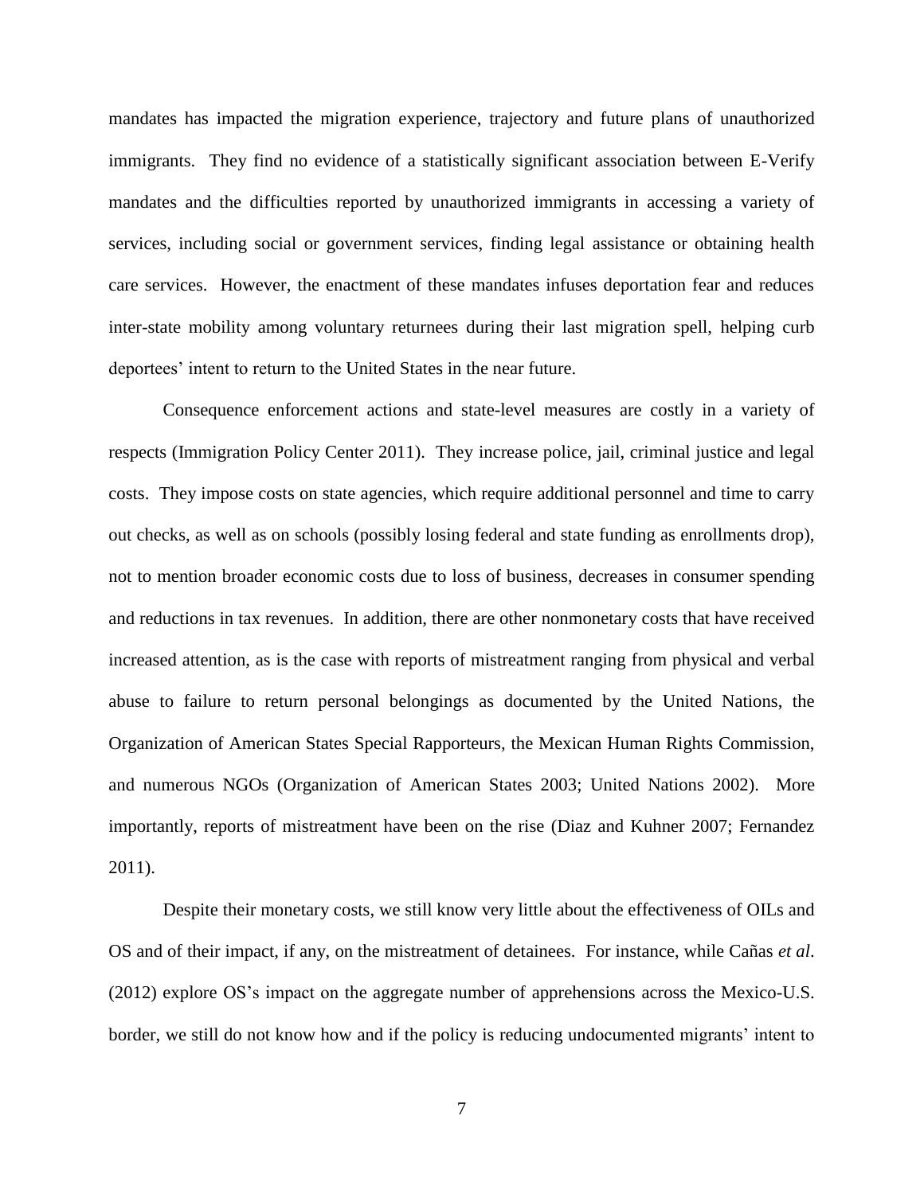mandates has impacted the migration experience, trajectory and future plans of unauthorized immigrants. They find no evidence of a statistically significant association between E-Verify mandates and the difficulties reported by unauthorized immigrants in accessing a variety of services, including social or government services, finding legal assistance or obtaining health care services. However, the enactment of these mandates infuses deportation fear and reduces inter-state mobility among voluntary returnees during their last migration spell, helping curb deportees' intent to return to the United States in the near future.

Consequence enforcement actions and state-level measures are costly in a variety of respects (Immigration Policy Center 2011). They increase police, jail, criminal justice and legal costs. They impose costs on state agencies, which require additional personnel and time to carry out checks, as well as on schools (possibly losing federal and state funding as enrollments drop), not to mention broader economic costs due to loss of business, decreases in consumer spending and reductions in tax revenues. In addition, there are other nonmonetary costs that have received increased attention, as is the case with reports of mistreatment ranging from physical and verbal abuse to failure to return personal belongings as documented by the United Nations, the Organization of American States Special Rapporteurs, the Mexican Human Rights Commission, and numerous NGOs (Organization of American States 2003; United Nations 2002). More importantly, reports of mistreatment have been on the rise (Diaz and Kuhner 2007; Fernandez 2011).

Despite their monetary costs, we still know very little about the effectiveness of OILs and OS and of their impact, if any, on the mistreatment of detainees. For instance, while Cañas *et al*. (2012) explore OS's impact on the aggregate number of apprehensions across the Mexico-U.S. border, we still do not know how and if the policy is reducing undocumented migrants' intent to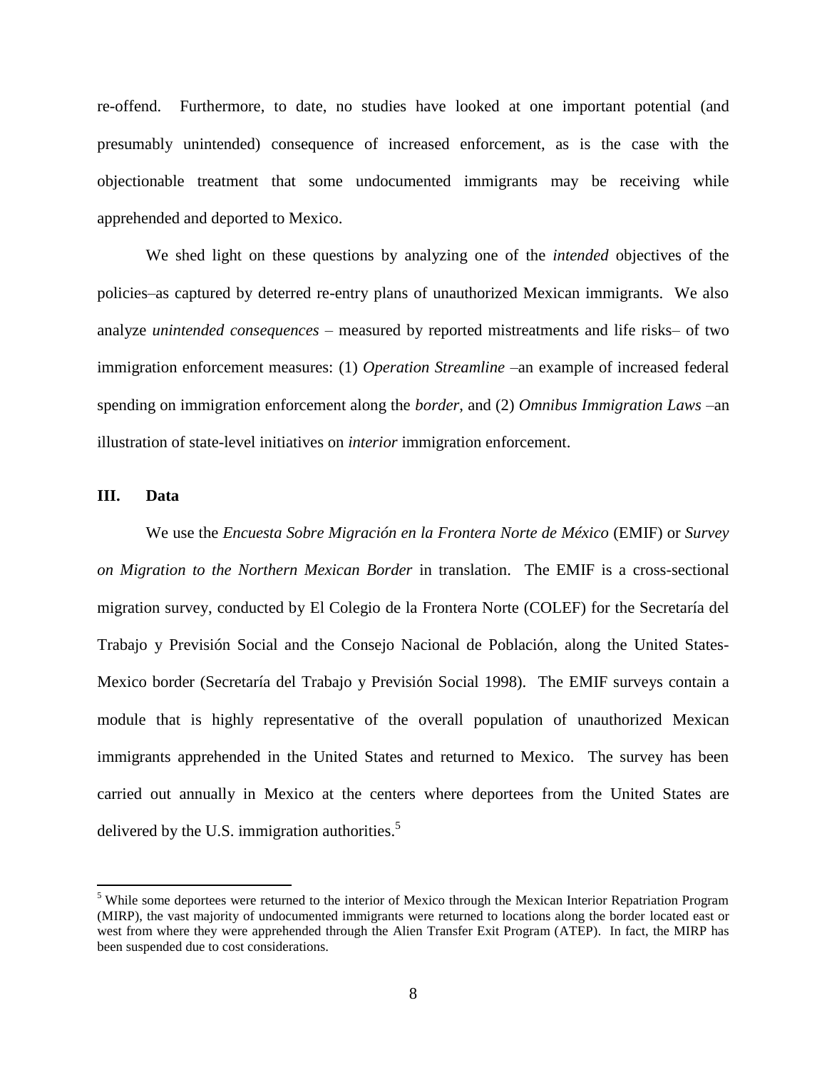re-offend. Furthermore, to date, no studies have looked at one important potential (and presumably unintended) consequence of increased enforcement, as is the case with the objectionable treatment that some undocumented immigrants may be receiving while apprehended and deported to Mexico.

We shed light on these questions by analyzing one of the *intended* objectives of the policies–as captured by deterred re-entry plans of unauthorized Mexican immigrants. We also analyze *unintended consequences* – measured by reported mistreatments and life risks– of two immigration enforcement measures: (1) *Operation Streamline* –an example of increased federal spending on immigration enforcement along the *border*, and (2) *Omnibus Immigration Laws* –an illustration of state-level initiatives on *interior* immigration enforcement.

## III. Data

We use the *Encuesta Sobre Migración en la Frontera Norte de México* (EMIF) or *Survey on Migration to the Northern Mexican Border* in translation. The EMIF is a cross-sectional migration survey, conducted by El Colegio de la Frontera Norte (COLEF) for the Secretaría del Trabajo y Previsión Social and the Consejo Nacional de Población, along the United States-Mexico border (Secretaría del Trabajo y Previsión Social 1998). The EMIF surveys contain a module that is highly representative of the overall population of unauthorized Mexican immigrants apprehended in the United States and returned to Mexico. The survey has been carried out annually in Mexico at the centers where deportees from the United States are delivered by the U.S. immigration authorities.[5]

[5] While some deportees were returned to the interior of Mexico through the Mexican Interior Repatriation Program (MIRP), the vast majority of undocumented immigrants were returned to locations along the border located east or west from where they were apprehended through the Alien Transfer Exit Program (ATEP). In fact, the MIRP has been suspended due to cost considerations.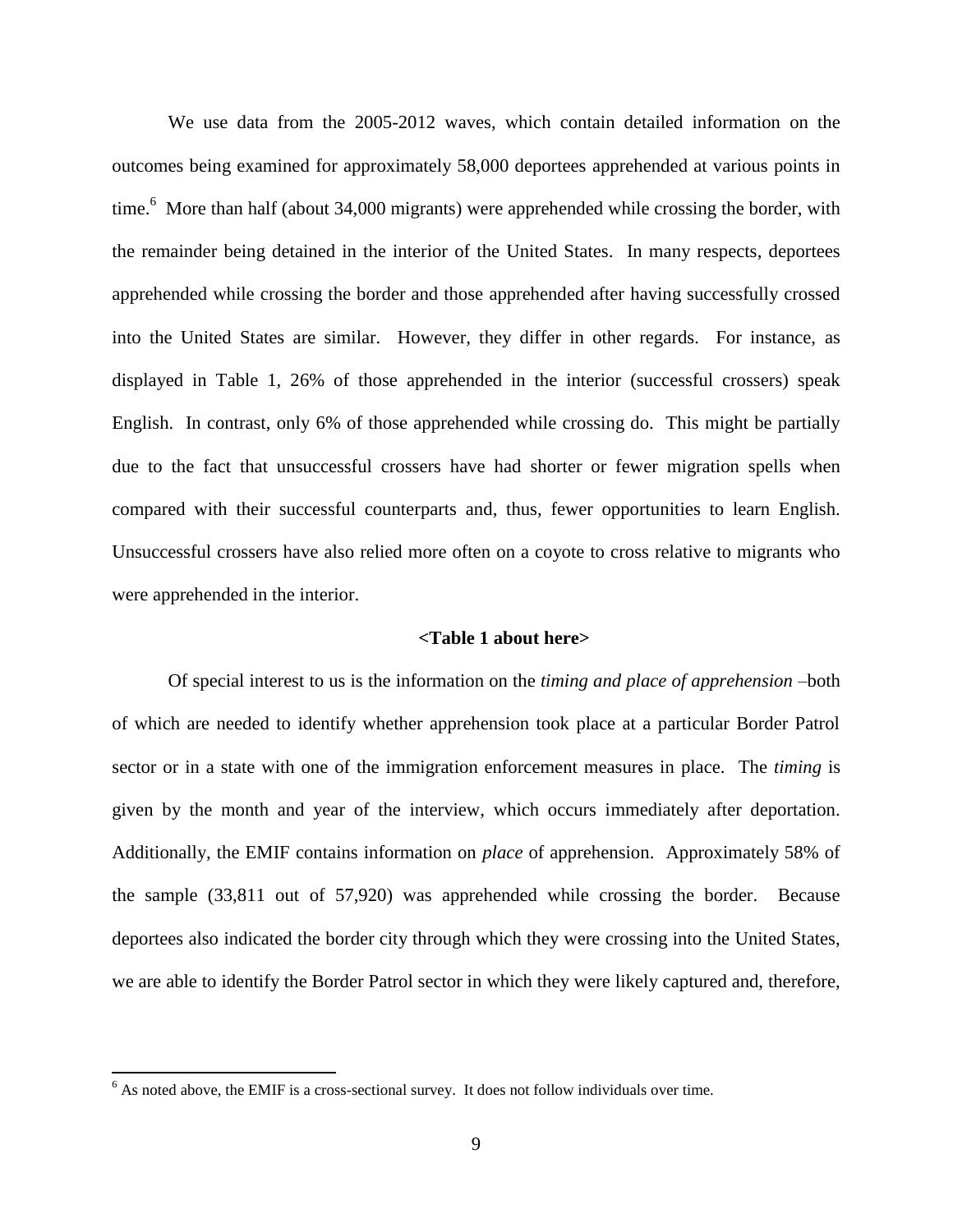We use data from the 2005-2012 waves, which contain detailed information on the outcomes being examined for approximately 58,000 deportees apprehended at various points in time.[6] More than half (about 34,000 migrants) were apprehended while crossing the border, with the remainder being detained in the interior of the United States. In many respects, deportees apprehended while crossing the border and those apprehended after having successfully crossed into the United States are similar. However, they differ in other regards. For instance, as displayed in Table 1, 26% of those apprehended in the interior (successful crossers) speak English. In contrast, only 6% of those apprehended while crossing do. This might be partially due to the fact that unsuccessful crossers have had shorter or fewer migration spells when compared with their successful counterparts and, thus, fewer opportunities to learn English. Unsuccessful crossers have also relied more often on a coyote to cross relative to migrants who were apprehended in the interior.

**<Table 1 about here>**

Of special interest to us is the information on the *timing and place of apprehension* –both of which are needed to identify whether apprehension took place at a particular Border Patrol sector or in a state with one of the immigration enforcement measures in place. The *timing* is given by the month and year of the interview, which occurs immediately after deportation. Additionally, the EMIF contains information on *place* of apprehension. Approximately 58% of the sample (33,811 out of 57,920) was apprehended while crossing the border. Because deportees also indicated the border city through which they were crossing into the United States, we are able to identify the Border Patrol sector in which they were likely captured and, therefore,

[6] As noted above, the EMIF is a cross-sectional survey. It does not follow individuals over time.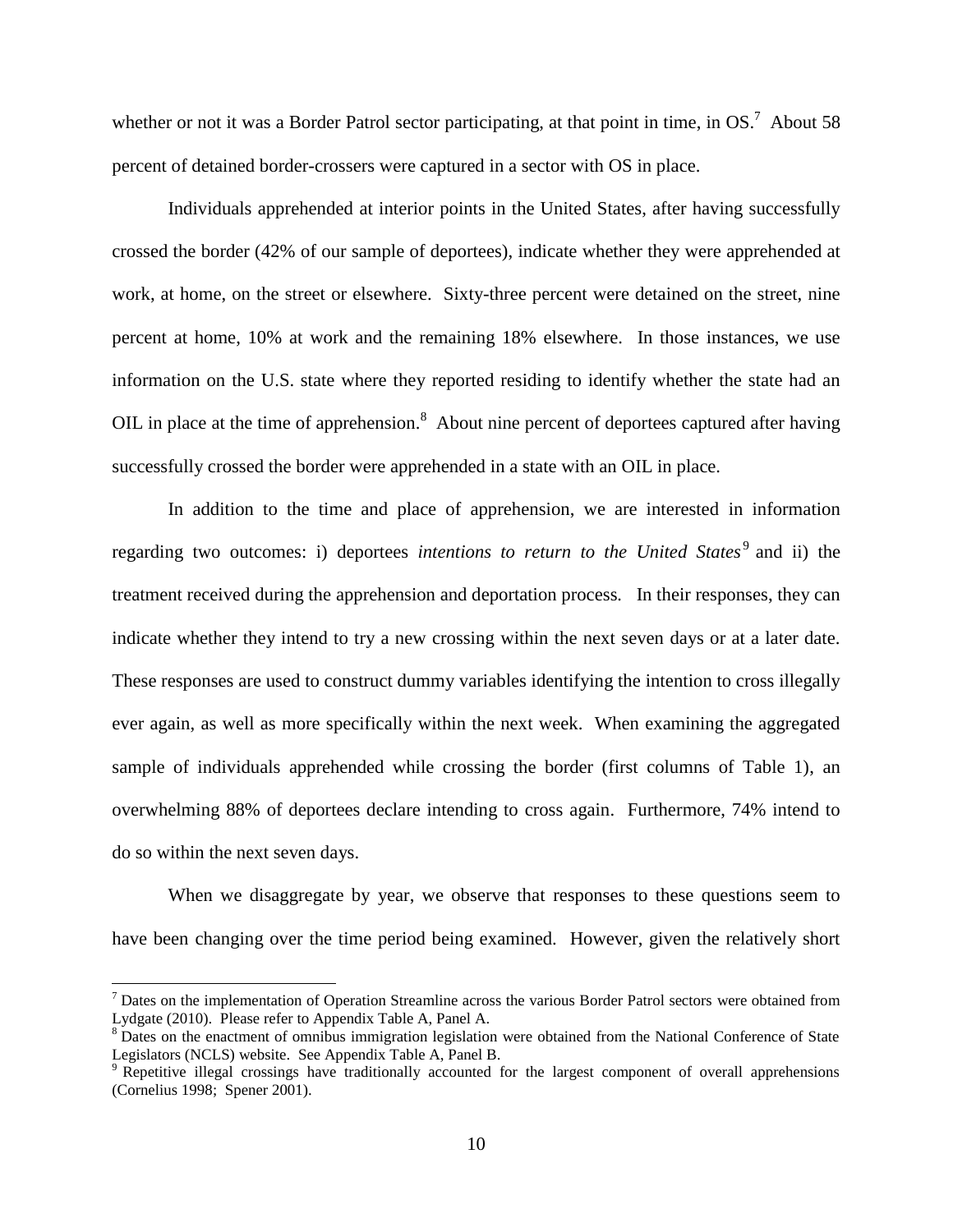whether or not it was a Border Patrol sector participating, at that point in time, in OS.[7] About 58 percent of detained border-crossers were captured in a sector with OS in place.

Individuals apprehended at interior points in the United States, after having successfully crossed the border (42% of our sample of deportees), indicate whether they were apprehended at work, at home, on the street or elsewhere. Sixty-three percent were detained on the street, nine percent at home, 10% at work and the remaining 18% elsewhere. In those instances, we use information on the U.S. state where they reported residing to identify whether the state had an OIL in place at the time of apprehension.[8] About nine percent of deportees captured after having successfully crossed the border were apprehended in a state with an OIL in place.

In addition to the time and place of apprehension, we are interested in information regarding two outcomes: i) deportees *intentions to return to the United States*[9] and ii) the treatment received during the apprehension and deportation process. In their responses, they can indicate whether they intend to try a new crossing within the next seven days or at a later date. These responses are used to construct dummy variables identifying the intention to cross illegally ever again, as well as more specifically within the next week. When examining the aggregated sample of individuals apprehended while crossing the border (first columns of Table 1), an overwhelming 88% of deportees declare intending to cross again. Furthermore, 74% intend to do so within the next seven days.

When we disaggregate by year, we observe that responses to these questions seem to have been changing over the time period being examined. However, given the relatively short

---

[7] Dates on the implementation of Operation Streamline across the various Border Patrol sectors were obtained from Lydgate (2010). Please refer to Appendix Table A, Panel A.

[8] Dates on the enactment of omnibus immigration legislation were obtained from the National Conference of State Legislators (NCLS) website. See Appendix Table A, Panel B.

[9] Repetitive illegal crossings have traditionally accounted for the largest component of overall apprehensions (Cornelius 1998; Spener 2001).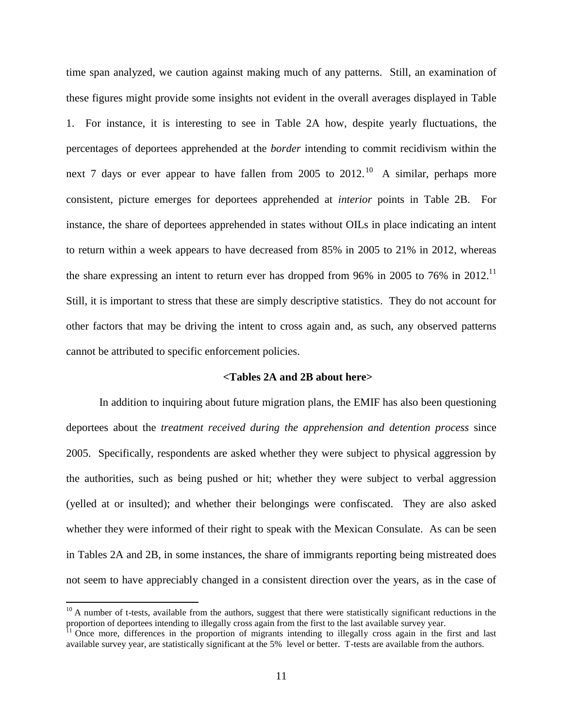time span analyzed, we caution against making much of any patterns. Still, an examination of these figures might provide some insights not evident in the overall averages displayed in Table 1. For instance, it is interesting to see in Table 2A how, despite yearly fluctuations, the percentages of deportees apprehended at the *border* intending to commit recidivism within the next 7 days or ever appear to have fallen from 2005 to 2012.[10] A similar, perhaps more consistent, picture emerges for deportees apprehended at *interior* points in Table 2B. For instance, the share of deportees apprehended in states without OILs in place indicating an intent to return within a week appears to have decreased from 85% in 2005 to 21% in 2012, whereas the share expressing an intent to return ever has dropped from 96% in 2005 to 76% in 2012.[11] Still, it is important to stress that these are simply descriptive statistics. They do not account for other factors that may be driving the intent to cross again and, as such, any observed patterns cannot be attributed to specific enforcement policies.

**<Tables 2A and 2B about here>**

In addition to inquiring about future migration plans, the EMIF has also been questioning deportees about the *treatment received during the apprehension and detention process* since 2005. Specifically, respondents are asked whether they were subject to physical aggression by the authorities, such as being pushed or hit; whether they were subject to verbal aggression (yelled at or insulted); and whether their belongings were confiscated. They are also asked whether they were informed of their right to speak with the Mexican Consulate. As can be seen in Tables 2A and 2B, in some instances, the share of immigrants reporting being mistreated does not seem to have appreciably changed in a consistent direction over the years, as in the case of

[10] A number of t-tests, available from the authors, suggest that there were statistically significant reductions in the proportion of deportees intending to illegally cross again from the first to the last available survey year.

[11] Once more, differences in the proportion of migrants intending to illegally cross again in the first and last available survey year, are statistically significant at the 5% level or better. T-tests are available from the authors.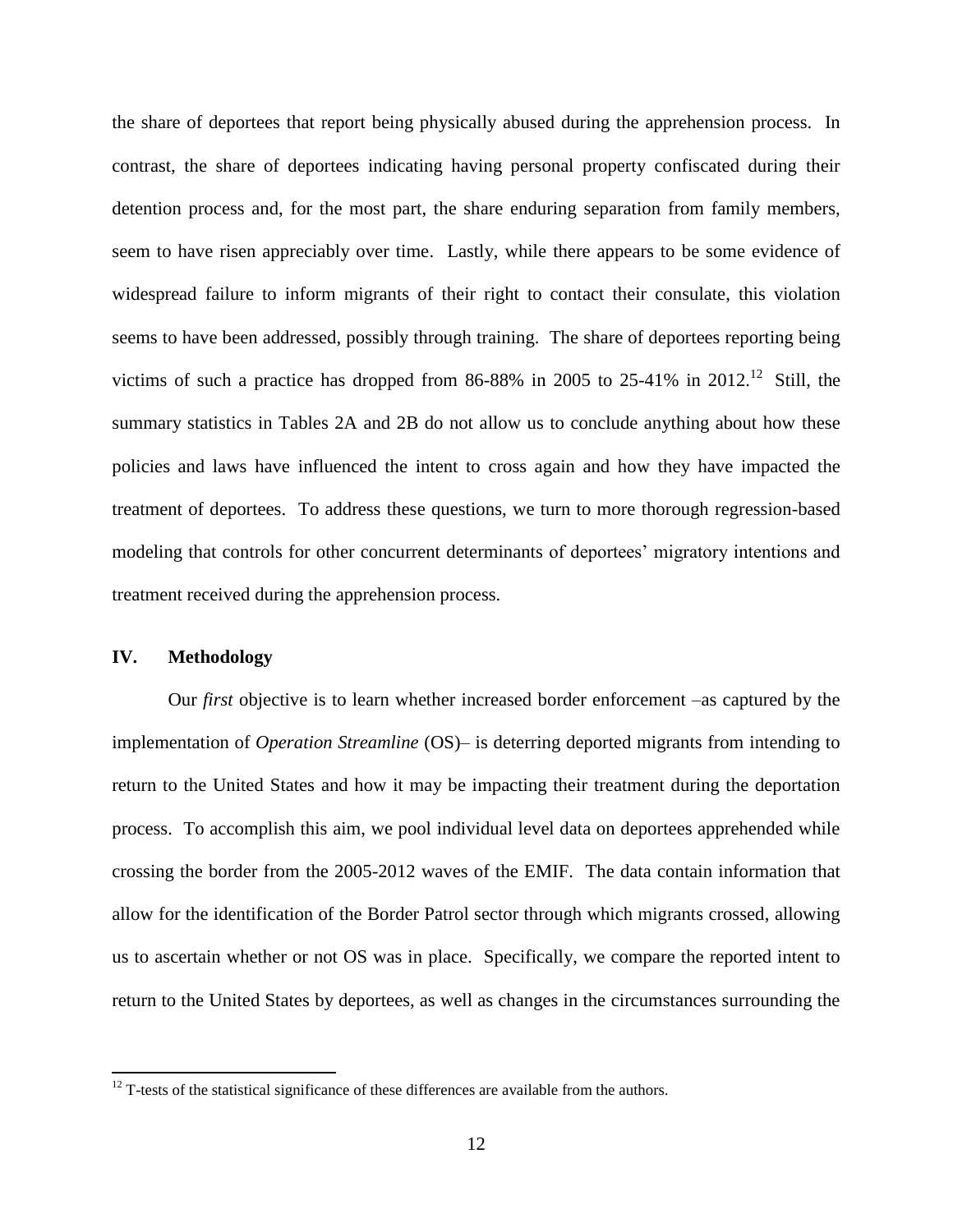the share of deportees that report being physically abused during the apprehension process. In contrast, the share of deportees indicating having personal property confiscated during their detention process and, for the most part, the share enduring separation from family members, seem to have risen appreciably over time. Lastly, while there appears to be some evidence of widespread failure to inform migrants of their right to contact their consulate, this violation seems to have been addressed, possibly through training. The share of deportees reporting being victims of such a practice has dropped from 86-88% in 2005 to 25-41% in 2012.[12] Still, the summary statistics in Tables 2A and 2B do not allow us to conclude anything about how these policies and laws have influenced the intent to cross again and how they have impacted the treatment of deportees. To address these questions, we turn to more thorough regression-based modeling that controls for other concurrent determinants of deportees' migratory intentions and treatment received during the apprehension process.

## IV. Methodology

Our *first* objective is to learn whether increased border enforcement –as captured by the implementation of *Operation Streamline* (OS)– is deterring deported migrants from intending to return to the United States and how it may be impacting their treatment during the deportation process. To accomplish this aim, we pool individual level data on deportees apprehended while crossing the border from the 2005-2012 waves of the EMIF. The data contain information that allow for the identification of the Border Patrol sector through which migrants crossed, allowing us to ascertain whether or not OS was in place. Specifically, we compare the reported intent to return to the United States by deportees, as well as changes in the circumstances surrounding the

[12] T-tests of the statistical significance of these differences are available from the authors.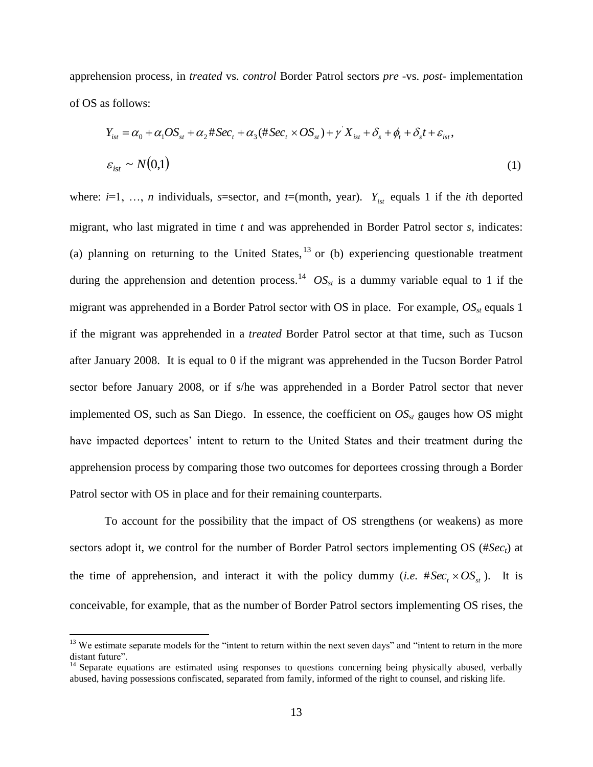apprehension process, in *treated* vs. *control* Border Patrol sectors *pre* -vs. *post*- implementation of OS as follows:

$$Y_{ist} = \alpha_0 + \alpha_1 OS_{st} + \alpha_2 \#Sec_t + \alpha_3 (\#Sec_t \times OS_{st}) + \gamma' X_{ist} + \delta_s + \phi_t + \delta_s t + \varepsilon_{ist},$$

$$\varepsilon_{ist} \sim N(0,1) \tag{1}$$

where: $i$=1, …, $n$ individuals, $s$=sector, and $t$=(month, year). $Y_{ist}$ equals 1 if the $i$th deported migrant, who last migrated in time $t$ and was apprehended in Border Patrol sector $s$, indicates: (a) planning on returning to the United States,[13] or (b) experiencing questionable treatment during the apprehension and detention process.[14] $OS_{st}$ is a dummy variable equal to 1 if the migrant was apprehended in a Border Patrol sector with OS in place. For example, $OS_{st}$ equals 1 if the migrant was apprehended in a *treated* Border Patrol sector at that time, such as Tucson after January 2008. It is equal to 0 if the migrant was apprehended in the Tucson Border Patrol sector before January 2008, or if s/he was apprehended in a Border Patrol sector that never implemented OS, such as San Diego. In essence, the coefficient on $OS_{st}$ gauges how OS might have impacted deportees' intent to return to the United States and their treatment during the apprehension process by comparing those two outcomes for deportees crossing through a Border Patrol sector with OS in place and for their remaining counterparts.

To account for the possibility that the impact of OS strengthens (or weakens) as more sectors adopt it, we control for the number of Border Patrol sectors implementing OS ($\#Sec_t$) at the time of apprehension, and interact it with the policy dummy (*i.e.* $\#Sec_t \times OS_{st}$). It is conceivable, for example, that as the number of Border Patrol sectors implementing OS rises, the

---

[13] We estimate separate models for the "intent to return within the next seven days" and "intent to return in the more distant future".

[14] Separate equations are estimated using responses to questions concerning being physically abused, verbally abused, having possessions confiscated, separated from family, informed of the right to counsel, and risking life.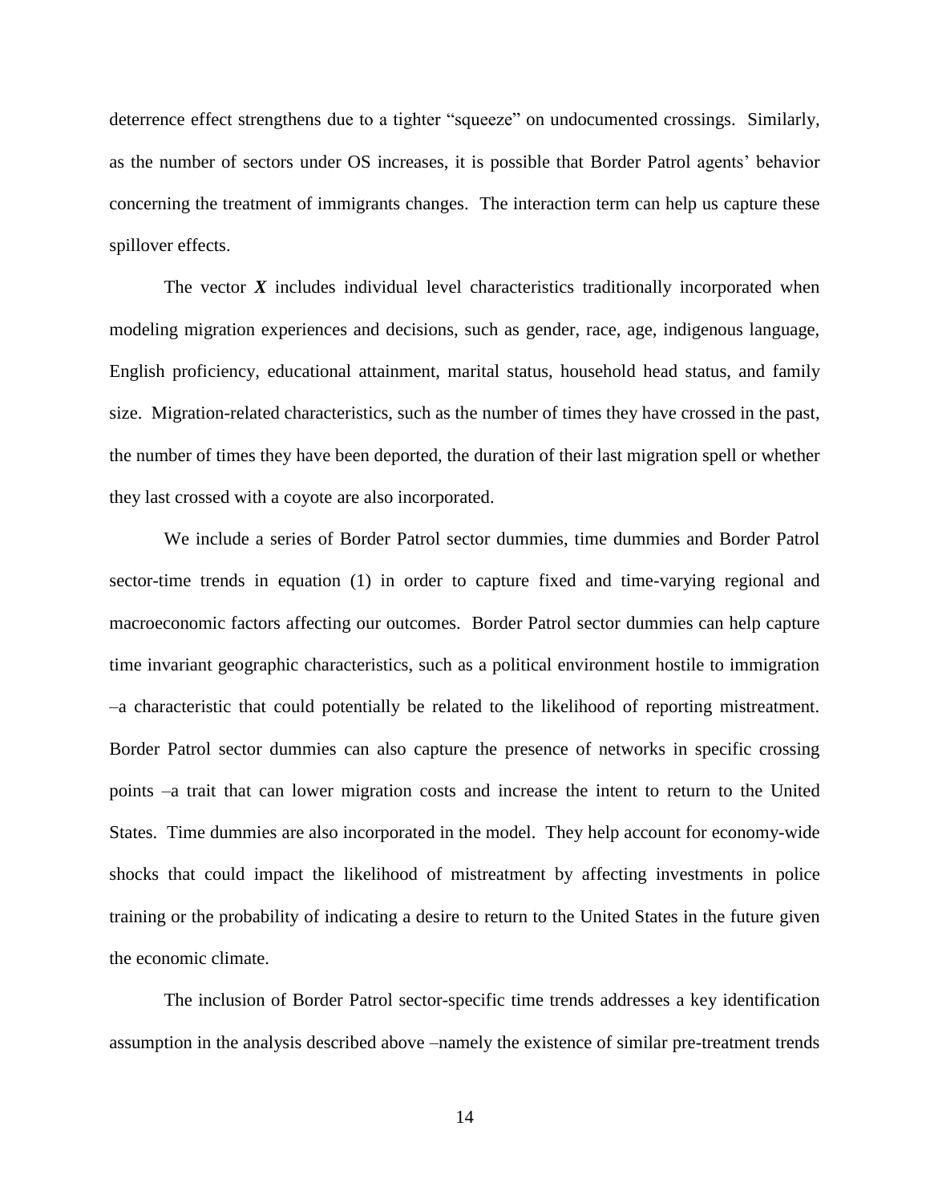deterrence effect strengthens due to a tighter "squeeze" on undocumented crossings. Similarly, as the number of sectors under OS increases, it is possible that Border Patrol agents' behavior concerning the treatment of immigrants changes. The interaction term can help us capture these spillover effects.

The vector $\boldsymbol{X}$ includes individual level characteristics traditionally incorporated when modeling migration experiences and decisions, such as gender, race, age, indigenous language, English proficiency, educational attainment, marital status, household head status, and family size. Migration-related characteristics, such as the number of times they have crossed in the past, the number of times they have been deported, the duration of their last migration spell or whether they last crossed with a coyote are also incorporated.

We include a series of Border Patrol sector dummies, time dummies and Border Patrol sector-time trends in equation (1) in order to capture fixed and time-varying regional and macroeconomic factors affecting our outcomes. Border Patrol sector dummies can help capture time invariant geographic characteristics, such as a political environment hostile to immigration –a characteristic that could potentially be related to the likelihood of reporting mistreatment. Border Patrol sector dummies can also capture the presence of networks in specific crossing points –a trait that can lower migration costs and increase the intent to return to the United States. Time dummies are also incorporated in the model. They help account for economy-wide shocks that could impact the likelihood of mistreatment by affecting investments in police training or the probability of indicating a desire to return to the United States in the future given the economic climate.

The inclusion of Border Patrol sector-specific time trends addresses a key identification assumption in the analysis described above –namely the existence of similar pre-treatment trends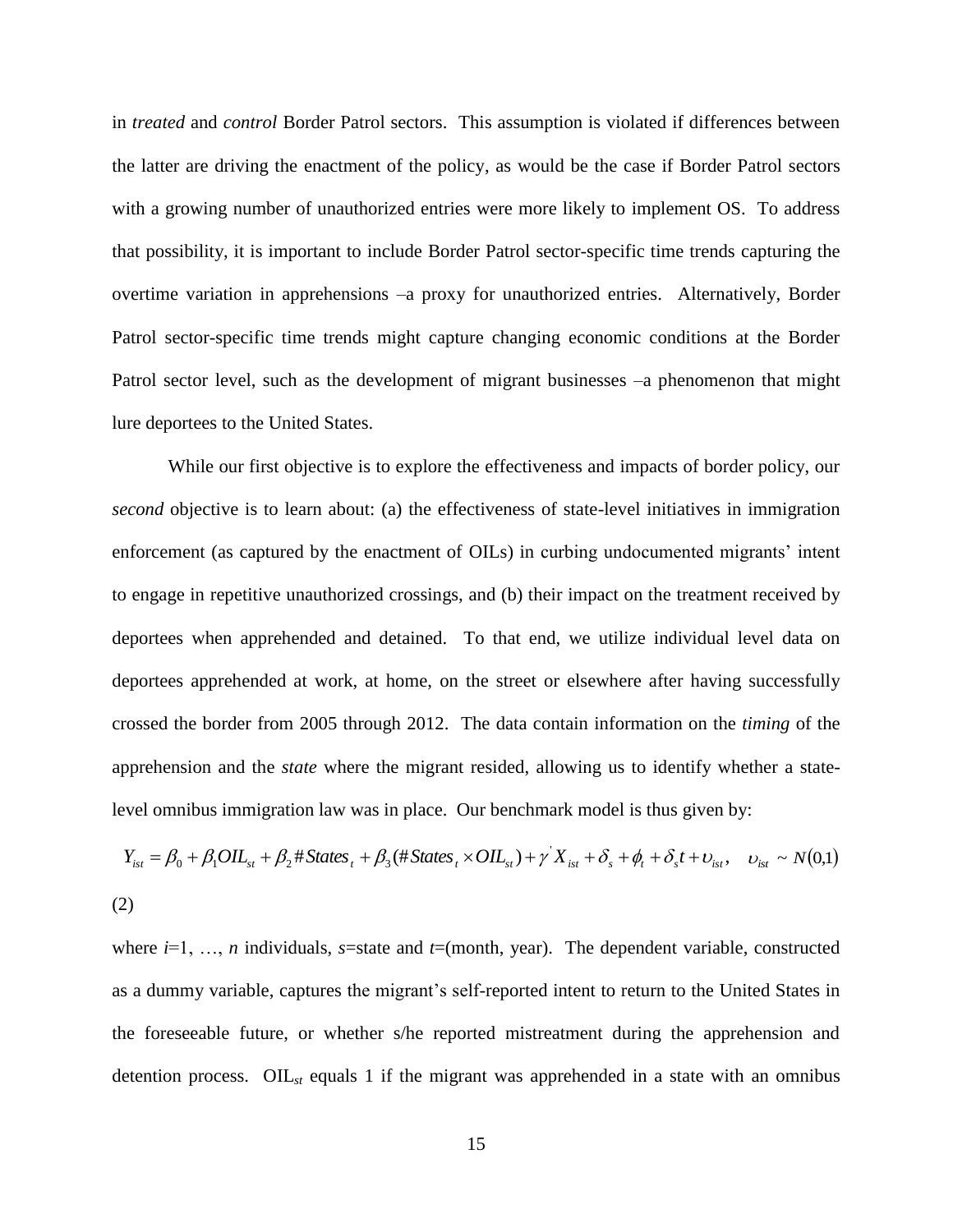in *treated* and *control* Border Patrol sectors. This assumption is violated if differences between the latter are driving the enactment of the policy, as would be the case if Border Patrol sectors with a growing number of unauthorized entries were more likely to implement OS. To address that possibility, it is important to include Border Patrol sector-specific time trends capturing the overtime variation in apprehensions –a proxy for unauthorized entries. Alternatively, Border Patrol sector-specific time trends might capture changing economic conditions at the Border Patrol sector level, such as the development of migrant businesses –a phenomenon that might lure deportees to the United States.

While our first objective is to explore the effectiveness and impacts of border policy, our *second* objective is to learn about: (a) the effectiveness of state-level initiatives in immigration enforcement (as captured by the enactment of OILs) in curbing undocumented migrants' intent to engage in repetitive unauthorized crossings, and (b) their impact on the treatment received by deportees when apprehended and detained. To that end, we utilize individual level data on deportees apprehended at work, at home, on the street or elsewhere after having successfully crossed the border from 2005 through 2012. The data contain information on the *timing* of the apprehension and the *state* where the migrant resided, allowing us to identify whether a state-level omnibus immigration law was in place. Our benchmark model is thus given by:

$$Y_{ist} = \beta_0 + \beta_1 OIL_{st} + \beta_2 \#States_t + \beta_3(\#States_t \times OIL_{st}) + \gamma' X_{ist} + \delta_s + \phi_t + \delta_s t + \upsilon_{ist}, \quad \upsilon_{ist} \sim N(0,1)$$

(2)

where $i$=1, …, $n$ individuals, $s$=state and $t$=(month, year). The dependent variable, constructed as a dummy variable, captures the migrant's self-reported intent to return to the United States in the foreseeable future, or whether s/he reported mistreatment during the apprehension and detention process. $OIL_{st}$ equals 1 if the migrant was apprehended in a state with an omnibus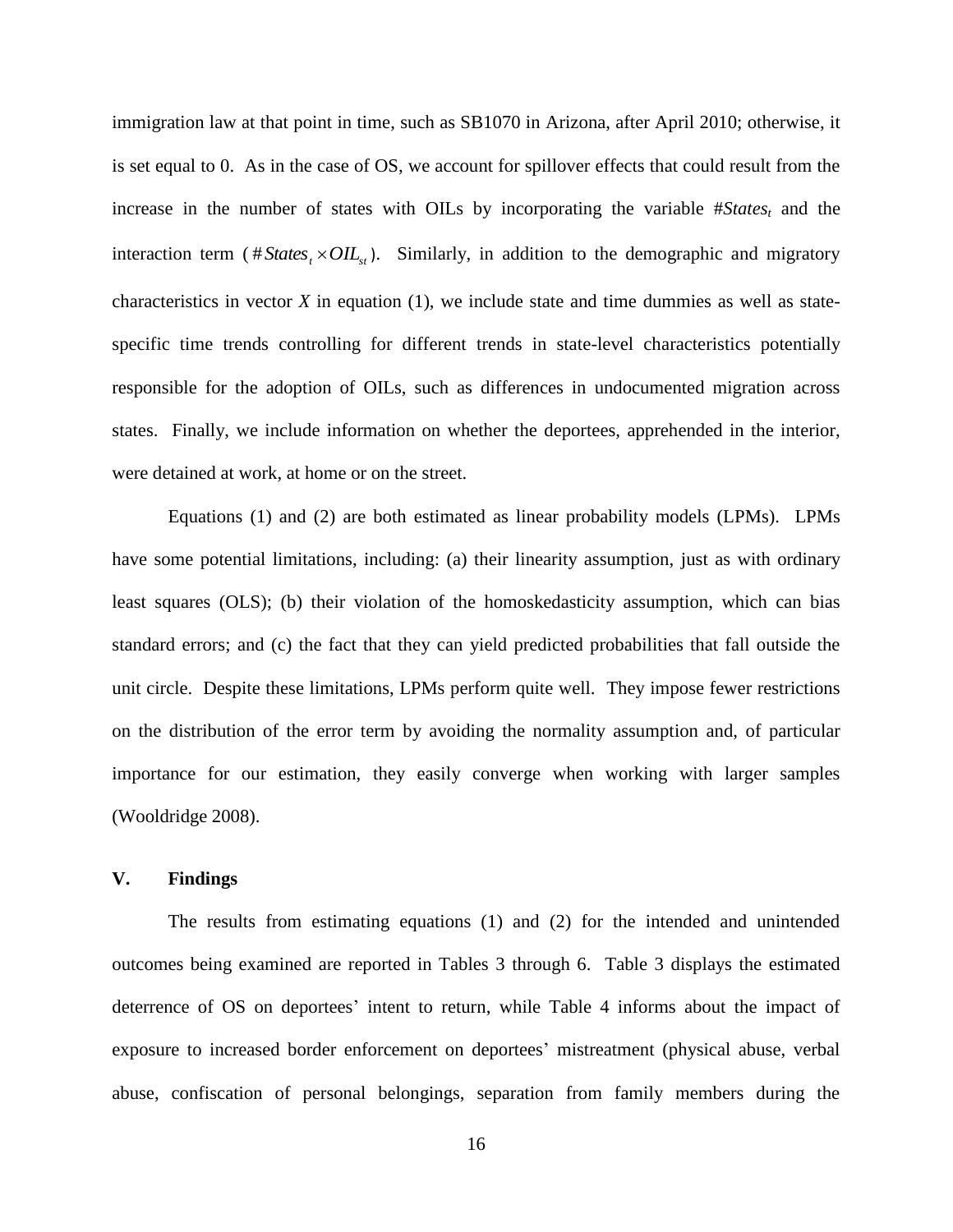immigration law at that point in time, such as SB1070 in Arizona, after April 2010; otherwise, it is set equal to 0. As in the case of OS, we account for spillover effects that could result from the increase in the number of states with OILs by incorporating the variable $\#States_t$ and the interaction term ($\#States_t \times OIL_{st}$). Similarly, in addition to the demographic and migratory characteristics in vector $X$ in equation (1), we include state and time dummies as well as state-specific time trends controlling for different trends in state-level characteristics potentially responsible for the adoption of OILs, such as differences in undocumented migration across states. Finally, we include information on whether the deportees, apprehended in the interior, were detained at work, at home or on the street.

Equations (1) and (2) are both estimated as linear probability models (LPMs). LPMs have some potential limitations, including: (a) their linearity assumption, just as with ordinary least squares (OLS); (b) their violation of the homoskedasticity assumption, which can bias standard errors; and (c) the fact that they can yield predicted probabilities that fall outside the unit circle. Despite these limitations, LPMs perform quite well. They impose fewer restrictions on the distribution of the error term by avoiding the normality assumption and, of particular importance for our estimation, they easily converge when working with larger samples (Wooldridge 2008).

## V. Findings

The results from estimating equations (1) and (2) for the intended and unintended outcomes being examined are reported in Tables 3 through 6. Table 3 displays the estimated deterrence of OS on deportees' intent to return, while Table 4 informs about the impact of exposure to increased border enforcement on deportees' mistreatment (physical abuse, verbal abuse, confiscation of personal belongings, separation from family members during the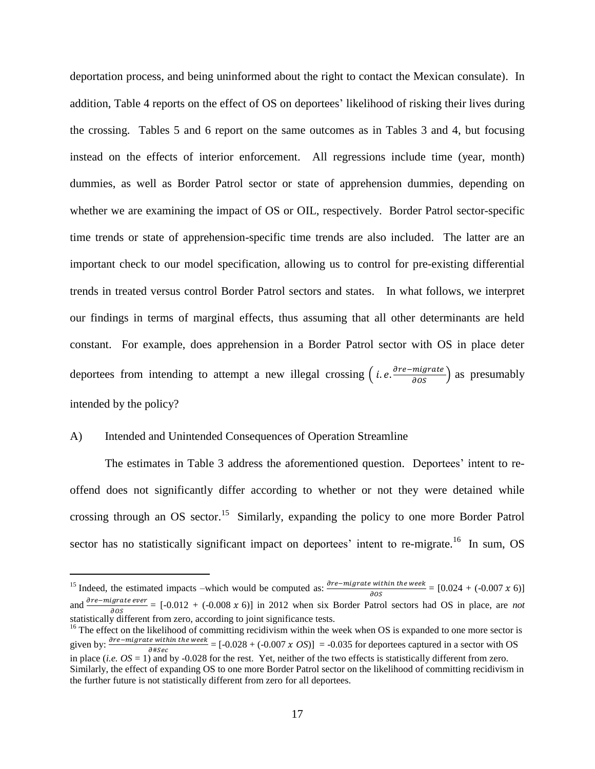deportation process, and being uninformed about the right to contact the Mexican consulate). In addition, Table 4 reports on the effect of OS on deportees' likelihood of risking their lives during the crossing. Tables 5 and 6 report on the same outcomes as in Tables 3 and 4, but focusing instead on the effects of interior enforcement. All regressions include time (year, month) dummies, as well as Border Patrol sector or state of apprehension dummies, depending on whether we are examining the impact of OS or OIL, respectively. Border Patrol sector-specific time trends or state of apprehension-specific time trends are also included. The latter are an important check to our model specification, allowing us to control for pre-existing differential trends in treated versus control Border Patrol sectors and states. In what follows, we interpret our findings in terms of marginal effects, thus assuming that all other determinants are held constant. For example, does apprehension in a Border Patrol sector with OS in place deter deportees from intending to attempt a new illegal crossing $\left( i.e. \frac{\partial re\text{-}migrate}{\partial OS} \right)$ as presumably intended by the policy?

## A) Intended and Unintended Consequences of Operation Streamline

The estimates in Table 3 address the aforementioned question. Deportees' intent to re-offend does not significantly differ according to whether or not they were detained while crossing through an OS sector.[15] Similarly, expanding the policy to one more Border Patrol sector has no statistically significant impact on deportees' intent to re-migrate.[16] In sum, OS

---

[15] Indeed, the estimated impacts –which would be computed as: $\frac{\partial re\text{-}migrate\ within\ the\ week}{\partial OS}$ = [0.024 + (-0.007 $x$ 6)] and $\frac{\partial re\text{-}migrate\ ever}{\partial OS}$ = [-0.012 + (-0.008 $x$ 6)] in 2012 when six Border Patrol sectors had OS in place, are *not* statistically different from zero, according to joint significance tests.

[16] The effect on the likelihood of committing recidivism within the week when OS is expanded to one more sector is given by: $\frac{\partial re\text{-}migrate\ within\ the\ week}{\partial \#Sec}$ = [-0.028 + (-0.007 $x$ *OS*)] = -0.035 for deportees captured in a sector with OS in place (*i.e. OS* = 1) and by -0.028 for the rest. Yet, neither of the two effects is statistically different from zero. Similarly, the effect of expanding OS to one more Border Patrol sector on the likelihood of committing recidivism in the further future is not statistically different from zero for all deportees.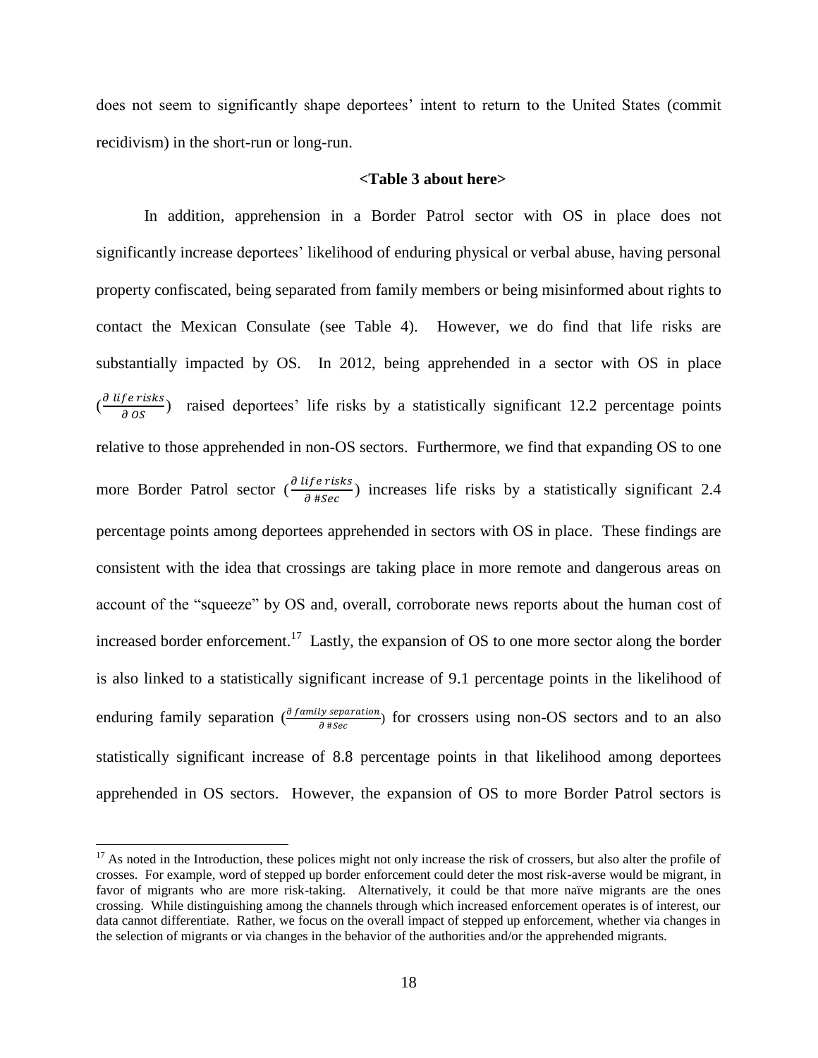does not seem to significantly shape deportees' intent to return to the United States (commit recidivism) in the short-run or long-run.

**<Table 3 about here>**

In addition, apprehension in a Border Patrol sector with OS in place does not significantly increase deportees' likelihood of enduring physical or verbal abuse, having personal property confiscated, being separated from family members or being misinformed about rights to contact the Mexican Consulate (see Table 4). However, we do find that life risks are substantially impacted by OS. In 2012, being apprehended in a sector with OS in place ($\frac{\partial \, life \, risks}{\partial \, OS}$) raised deportees' life risks by a statistically significant 12.2 percentage points relative to those apprehended in non-OS sectors. Furthermore, we find that expanding OS to one more Border Patrol sector ($\frac{\partial \, life \, risks}{\partial \, \#Sec}$) increases life risks by a statistically significant 2.4 percentage points among deportees apprehended in sectors with OS in place. These findings are consistent with the idea that crossings are taking place in more remote and dangerous areas on account of the "squeeze" by OS and, overall, corroborate news reports about the human cost of increased border enforcement.[17] Lastly, the expansion of OS to one more sector along the border is also linked to a statistically significant increase of 9.1 percentage points in the likelihood of enduring family separation ($\frac{\partial \, family \, separation}{\partial \, \#Sec}$) for crossers using non-OS sectors and to an also statistically significant increase of 8.8 percentage points in that likelihood among deportees apprehended in OS sectors. However, the expansion of OS to more Border Patrol sectors is

[17] As noted in the Introduction, these polices might not only increase the risk of crossers, but also alter the profile of crosses. For example, word of stepped up border enforcement could deter the most risk-averse would be migrant, in favor of migrants who are more risk-taking. Alternatively, it could be that more naïve migrants are the ones crossing. While distinguishing among the channels through which increased enforcement operates is of interest, our data cannot differentiate. Rather, we focus on the overall impact of stepped up enforcement, whether via changes in the selection of migrants or via changes in the behavior of the authorities and/or the apprehended migrants.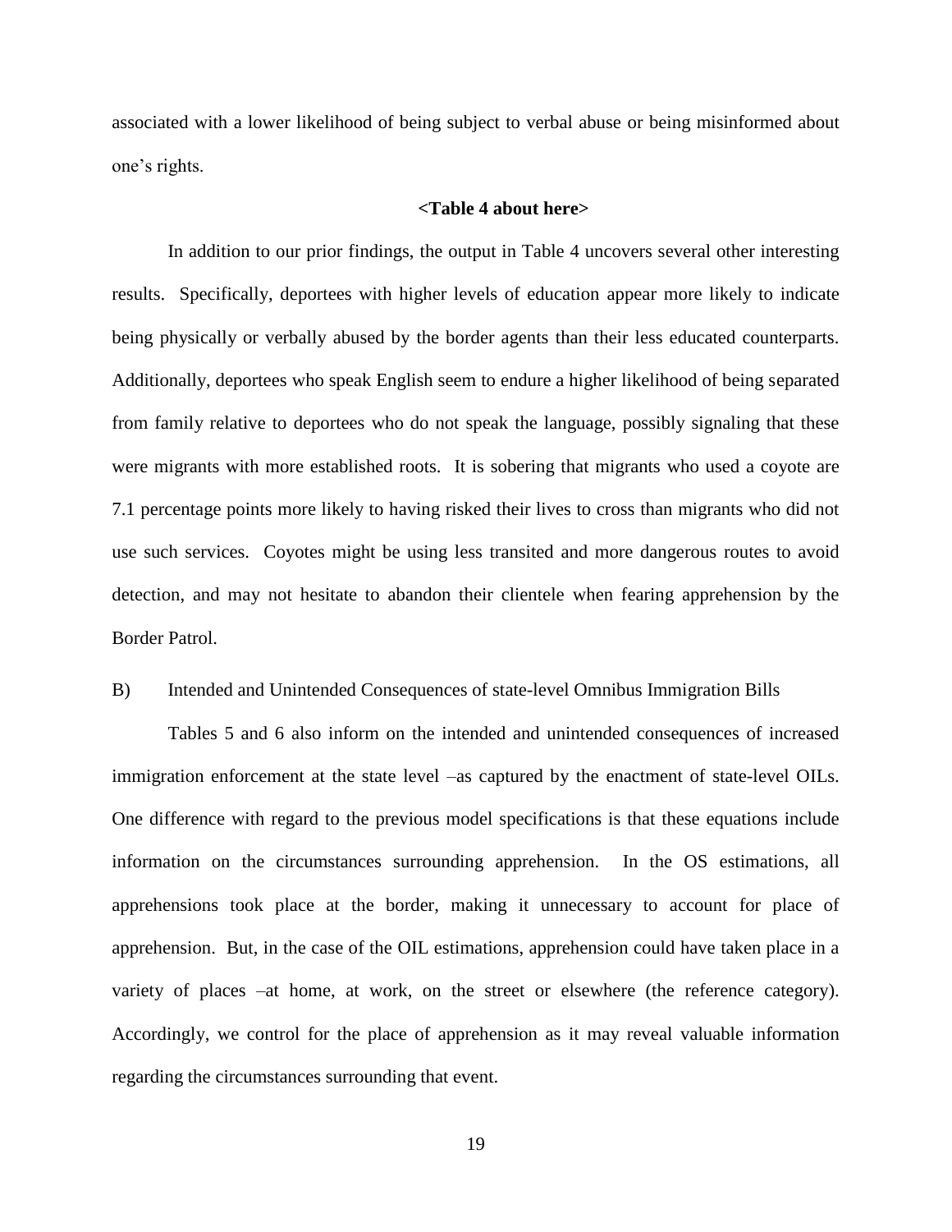associated with a lower likelihood of being subject to verbal abuse or being misinformed about one's rights.

**<Table 4 about here>**

In addition to our prior findings, the output in Table 4 uncovers several other interesting results. Specifically, deportees with higher levels of education appear more likely to indicate being physically or verbally abused by the border agents than their less educated counterparts. Additionally, deportees who speak English seem to endure a higher likelihood of being separated from family relative to deportees who do not speak the language, possibly signaling that these were migrants with more established roots. It is sobering that migrants who used a coyote are 7.1 percentage points more likely to having risked their lives to cross than migrants who did not use such services. Coyotes might be using less transited and more dangerous routes to avoid detection, and may not hesitate to abandon their clientele when fearing apprehension by the Border Patrol.

B) Intended and Unintended Consequences of state-level Omnibus Immigration Bills

Tables 5 and 6 also inform on the intended and unintended consequences of increased immigration enforcement at the state level –as captured by the enactment of state-level OILs. One difference with regard to the previous model specifications is that these equations include information on the circumstances surrounding apprehension. In the OS estimations, all apprehensions took place at the border, making it unnecessary to account for place of apprehension. But, in the case of the OIL estimations, apprehension could have taken place in a variety of places –at home, at work, on the street or elsewhere (the reference category). Accordingly, we control for the place of apprehension as it may reveal valuable information regarding the circumstances surrounding that event.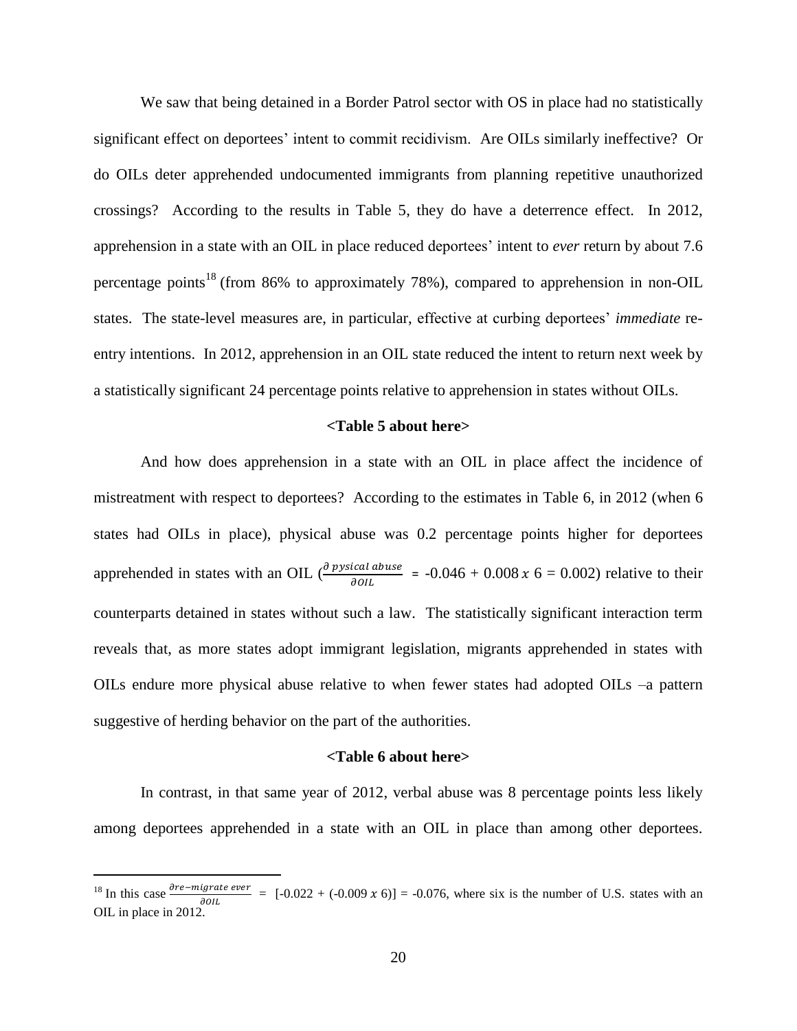We saw that being detained in a Border Patrol sector with OS in place had no statistically significant effect on deportees' intent to commit recidivism. Are OILs similarly ineffective? Or do OILs deter apprehended undocumented immigrants from planning repetitive unauthorized crossings? According to the results in Table 5, they do have a deterrence effect. In 2012, apprehension in a state with an OIL in place reduced deportees' intent to *ever* return by about 7.6 percentage points[18] (from 86% to approximately 78%), compared to apprehension in non-OIL states. The state-level measures are, in particular, effective at curbing deportees' *immediate* re-entry intentions. In 2012, apprehension in an OIL state reduced the intent to return next week by a statistically significant 24 percentage points relative to apprehension in states without OILs.

**<Table 5 about here>**

And how does apprehension in a state with an OIL in place affect the incidence of mistreatment with respect to deportees? According to the estimates in Table 6, in 2012 (when 6 states had OILs in place), physical abuse was 0.2 percentage points higher for deportees apprehended in states with an OIL ($\frac{\partial \, pysical\ abuse}{\partial OIL}$ = -0.046 + 0.008 $x$ 6 = 0.002) relative to their counterparts detained in states without such a law. The statistically significant interaction term reveals that, as more states adopt immigrant legislation, migrants apprehended in states with OILs endure more physical abuse relative to when fewer states had adopted OILs –a pattern suggestive of herding behavior on the part of the authorities.

**<Table 6 about here>**

In contrast, in that same year of 2012, verbal abuse was 8 percentage points less likely among deportees apprehended in a state with an OIL in place than among other deportees.

---

[18] In this case $\frac{\partial re{-}migrate\ ever}{\partial OIL}$ = [-0.022 + (-0.009 $x$ 6)] = -0.076, where six is the number of U.S. states with an OIL in place in 2012.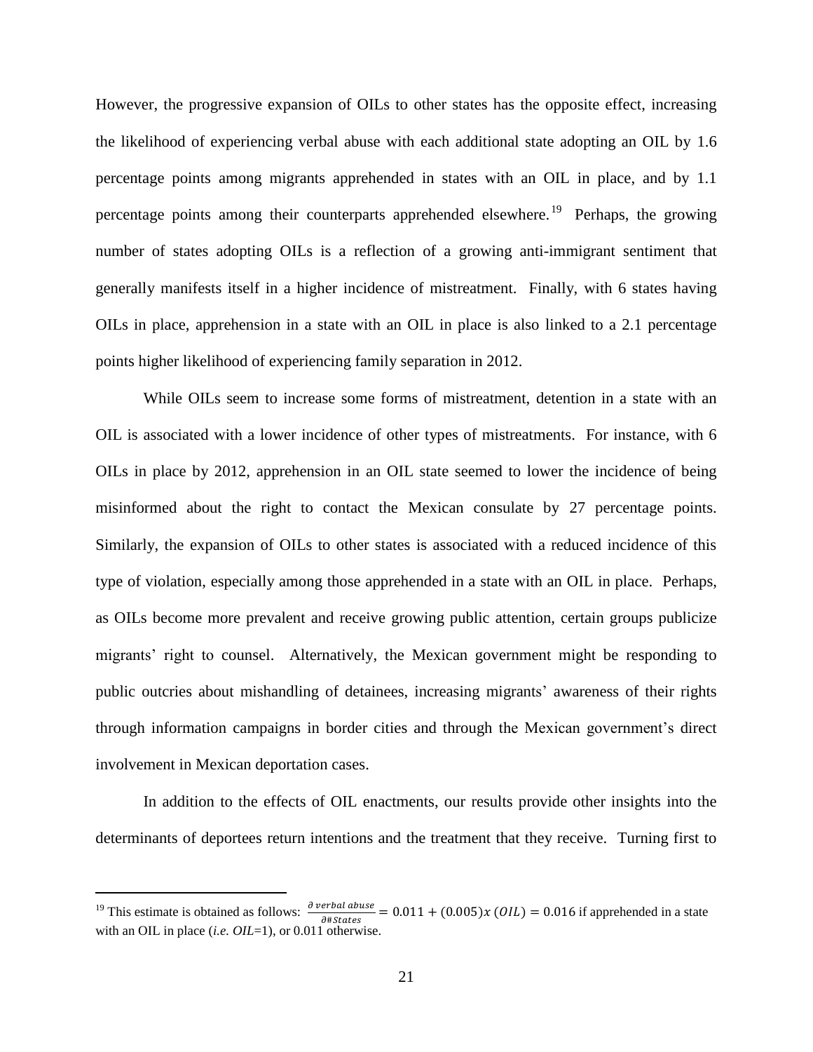However, the progressive expansion of OILs to other states has the opposite effect, increasing the likelihood of experiencing verbal abuse with each additional state adopting an OIL by 1.6 percentage points among migrants apprehended in states with an OIL in place, and by 1.1 percentage points among their counterparts apprehended elsewhere.[19] Perhaps, the growing number of states adopting OILs is a reflection of a growing anti-immigrant sentiment that generally manifests itself in a higher incidence of mistreatment. Finally, with 6 states having OILs in place, apprehension in a state with an OIL in place is also linked to a 2.1 percentage points higher likelihood of experiencing family separation in 2012.

While OILs seem to increase some forms of mistreatment, detention in a state with an OIL is associated with a lower incidence of other types of mistreatments. For instance, with 6 OILs in place by 2012, apprehension in an OIL state seemed to lower the incidence of being misinformed about the right to contact the Mexican consulate by 27 percentage points. Similarly, the expansion of OILs to other states is associated with a reduced incidence of this type of violation, especially among those apprehended in a state with an OIL in place. Perhaps, as OILs become more prevalent and receive growing public attention, certain groups publicize migrants' right to counsel. Alternatively, the Mexican government might be responding to public outcries about mishandling of detainees, increasing migrants' awareness of their rights through information campaigns in border cities and through the Mexican government's direct involvement in Mexican deportation cases.

In addition to the effects of OIL enactments, our results provide other insights into the determinants of deportees return intentions and the treatment that they receive. Turning first to

---

[19] This estimate is obtained as follows: $\frac{\partial\, verbal\ abuse}{\partial \# States} = 0.011 + (0.005)x\ (OIL) = 0.016$ if apprehended in a state with an OIL in place (*i.e. OIL*=1), or 0.011 otherwise.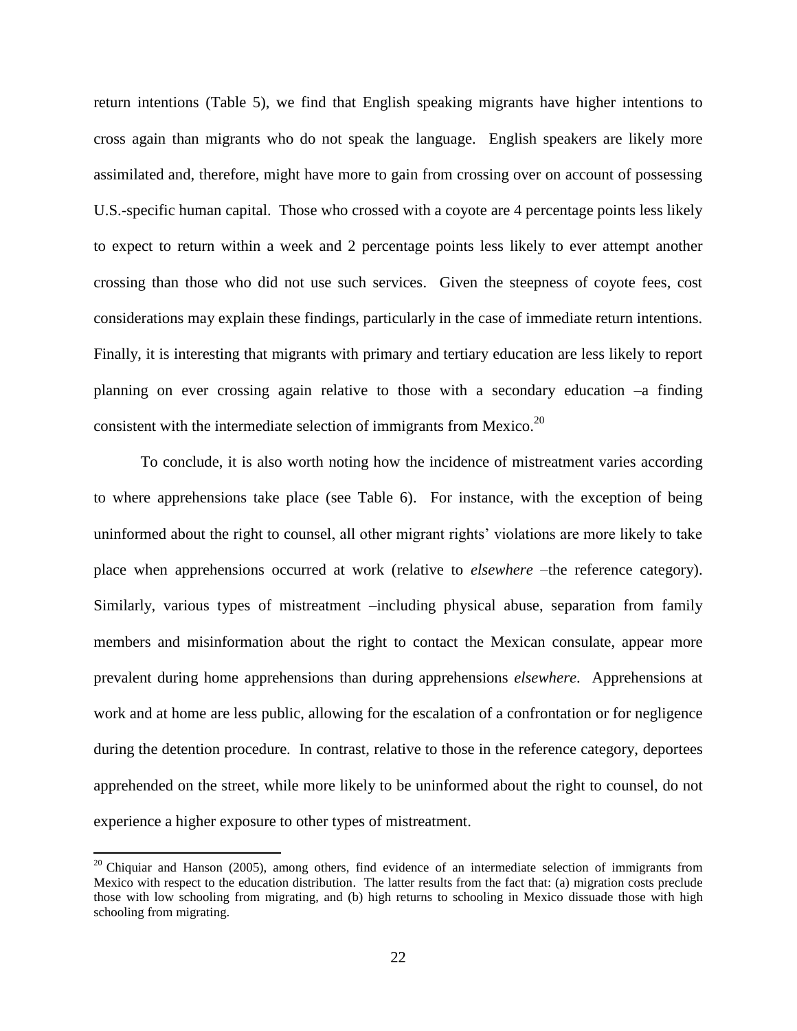return intentions (Table 5), we find that English speaking migrants have higher intentions to cross again than migrants who do not speak the language. English speakers are likely more assimilated and, therefore, might have more to gain from crossing over on account of possessing U.S.-specific human capital. Those who crossed with a coyote are 4 percentage points less likely to expect to return within a week and 2 percentage points less likely to ever attempt another crossing than those who did not use such services. Given the steepness of coyote fees, cost considerations may explain these findings, particularly in the case of immediate return intentions. Finally, it is interesting that migrants with primary and tertiary education are less likely to report planning on ever crossing again relative to those with a secondary education –a finding consistent with the intermediate selection of immigrants from Mexico.[20]

To conclude, it is also worth noting how the incidence of mistreatment varies according to where apprehensions take place (see Table 6). For instance, with the exception of being uninformed about the right to counsel, all other migrant rights' violations are more likely to take place when apprehensions occurred at work (relative to *elsewhere* –the reference category). Similarly, various types of mistreatment –including physical abuse, separation from family members and misinformation about the right to contact the Mexican consulate, appear more prevalent during home apprehensions than during apprehensions *elsewhere*. Apprehensions at work and at home are less public, allowing for the escalation of a confrontation or for negligence during the detention procedure. In contrast, relative to those in the reference category, deportees apprehended on the street, while more likely to be uninformed about the right to counsel, do not experience a higher exposure to other types of mistreatment.

[20] Chiquiar and Hanson (2005), among others, find evidence of an intermediate selection of immigrants from Mexico with respect to the education distribution. The latter results from the fact that: (a) migration costs preclude those with low schooling from migrating, and (b) high returns to schooling in Mexico dissuade those with high schooling from migrating.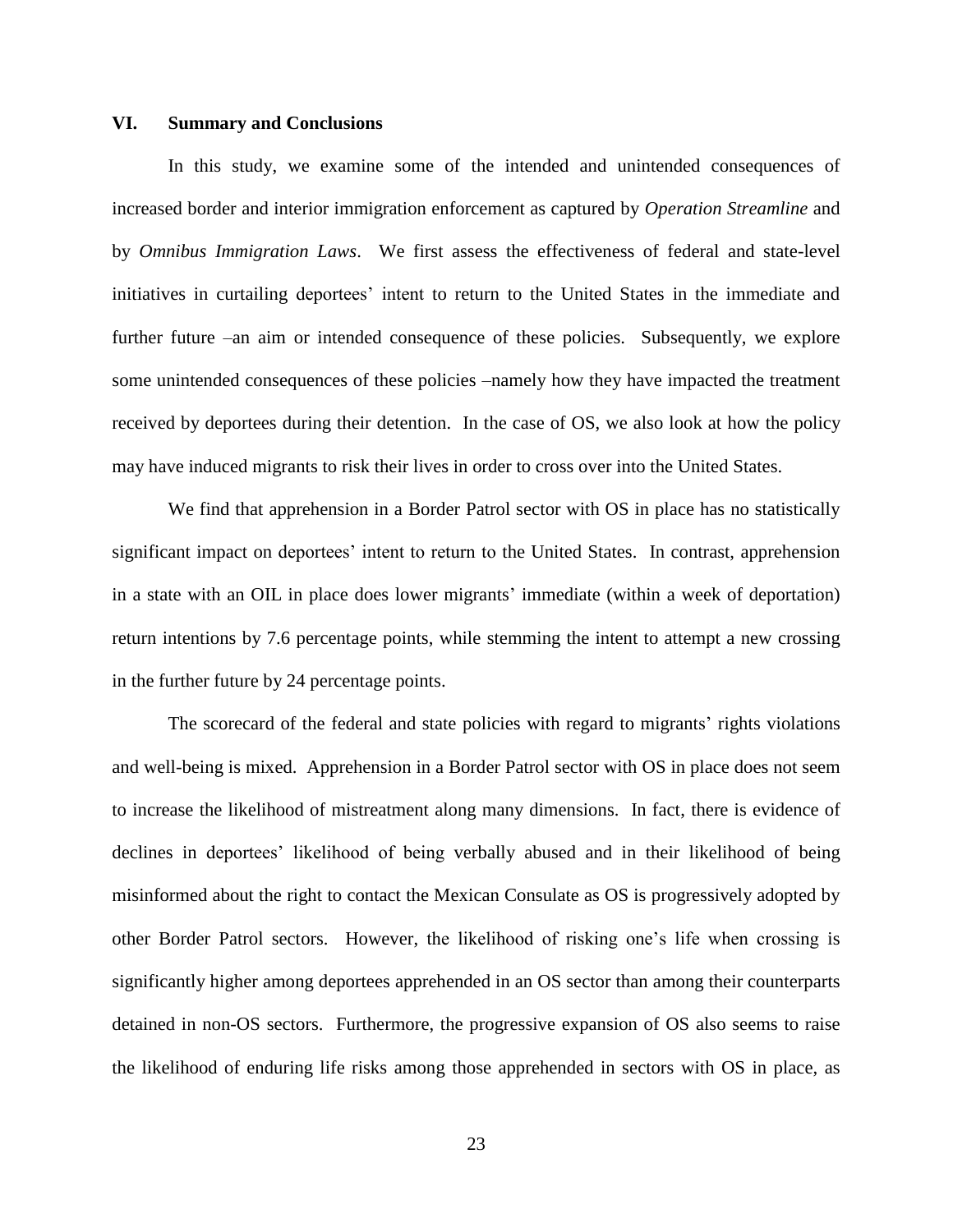## VI. Summary and Conclusions

In this study, we examine some of the intended and unintended consequences of increased border and interior immigration enforcement as captured by *Operation Streamline* and by *Omnibus Immigration Laws*. We first assess the effectiveness of federal and state-level initiatives in curtailing deportees' intent to return to the United States in the immediate and further future –an aim or intended consequence of these policies. Subsequently, we explore some unintended consequences of these policies –namely how they have impacted the treatment received by deportees during their detention. In the case of OS, we also look at how the policy may have induced migrants to risk their lives in order to cross over into the United States.

We find that apprehension in a Border Patrol sector with OS in place has no statistically significant impact on deportees' intent to return to the United States. In contrast, apprehension in a state with an OIL in place does lower migrants' immediate (within a week of deportation) return intentions by 7.6 percentage points, while stemming the intent to attempt a new crossing in the further future by 24 percentage points.

The scorecard of the federal and state policies with regard to migrants' rights violations and well-being is mixed. Apprehension in a Border Patrol sector with OS in place does not seem to increase the likelihood of mistreatment along many dimensions. In fact, there is evidence of declines in deportees' likelihood of being verbally abused and in their likelihood of being misinformed about the right to contact the Mexican Consulate as OS is progressively adopted by other Border Patrol sectors. However, the likelihood of risking one's life when crossing is significantly higher among deportees apprehended in an OS sector than among their counterparts detained in non-OS sectors. Furthermore, the progressive expansion of OS also seems to raise the likelihood of enduring life risks among those apprehended in sectors with OS in place, as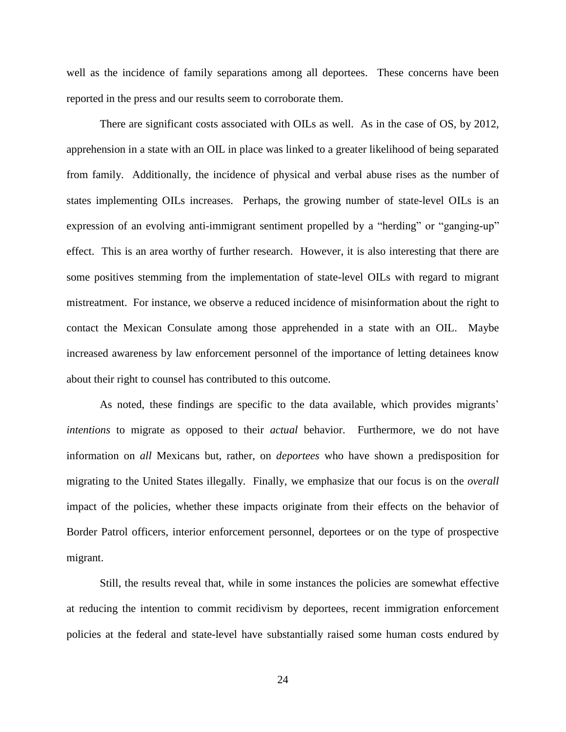well as the incidence of family separations among all deportees. These concerns have been reported in the press and our results seem to corroborate them.

There are significant costs associated with OILs as well. As in the case of OS, by 2012, apprehension in a state with an OIL in place was linked to a greater likelihood of being separated from family. Additionally, the incidence of physical and verbal abuse rises as the number of states implementing OILs increases. Perhaps, the growing number of state-level OILs is an expression of an evolving anti-immigrant sentiment propelled by a "herding" or "ganging-up" effect. This is an area worthy of further research. However, it is also interesting that there are some positives stemming from the implementation of state-level OILs with regard to migrant mistreatment. For instance, we observe a reduced incidence of misinformation about the right to contact the Mexican Consulate among those apprehended in a state with an OIL. Maybe increased awareness by law enforcement personnel of the importance of letting detainees know about their right to counsel has contributed to this outcome.

As noted, these findings are specific to the data available, which provides migrants' *intentions* to migrate as opposed to their *actual* behavior. Furthermore, we do not have information on *all* Mexicans but, rather, on *deportees* who have shown a predisposition for migrating to the United States illegally. Finally, we emphasize that our focus is on the *overall* impact of the policies, whether these impacts originate from their effects on the behavior of Border Patrol officers, interior enforcement personnel, deportees or on the type of prospective migrant.

Still, the results reveal that, while in some instances the policies are somewhat effective at reducing the intention to commit recidivism by deportees, recent immigration enforcement policies at the federal and state-level have substantially raised some human costs endured by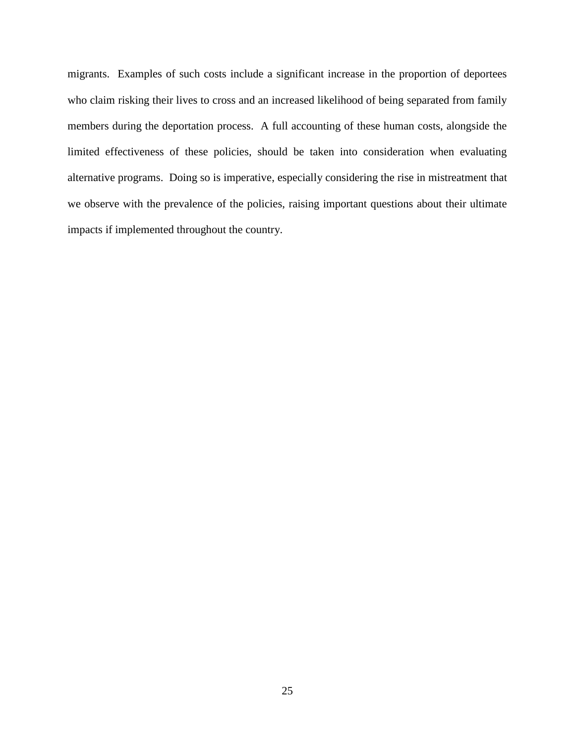migrants. Examples of such costs include a significant increase in the proportion of deportees who claim risking their lives to cross and an increased likelihood of being separated from family members during the deportation process. A full accounting of these human costs, alongside the limited effectiveness of these policies, should be taken into consideration when evaluating alternative programs. Doing so is imperative, especially considering the rise in mistreatment that we observe with the prevalence of the policies, raising important questions about their ultimate impacts if implemented throughout the country.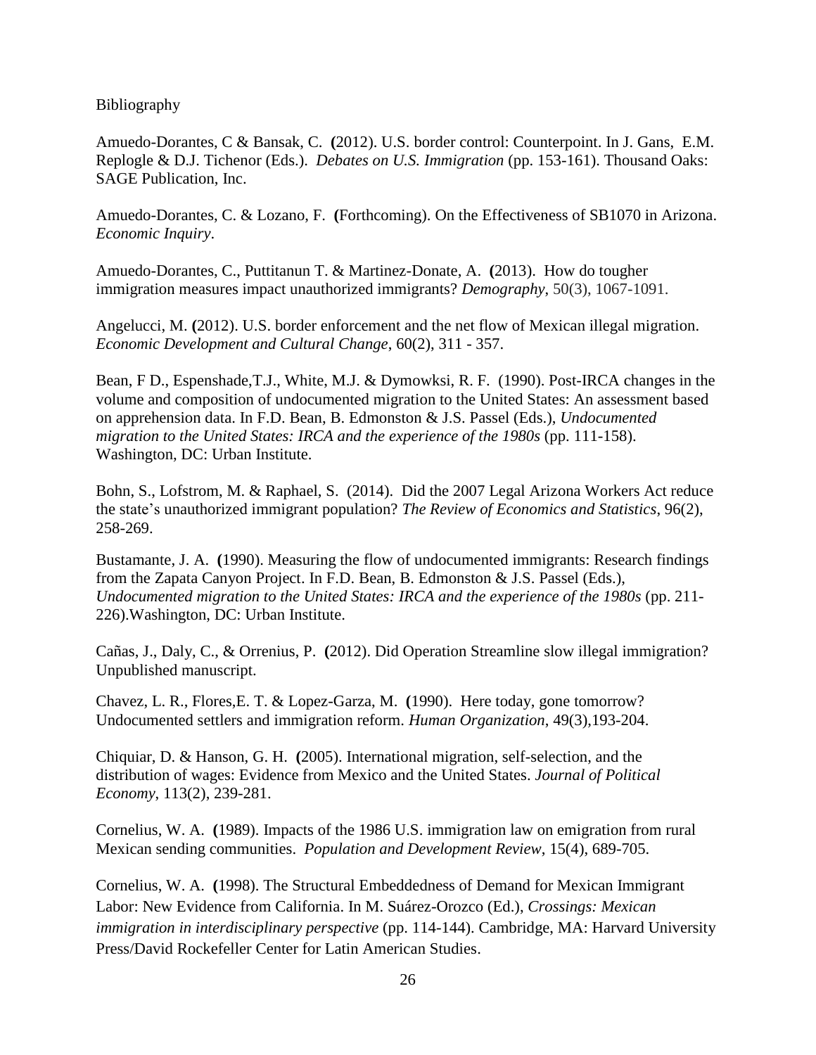Bibliography

Amuedo-Dorantes, C & Bansak, C. (2012). U.S. border control: Counterpoint. In J. Gans, E.M. Replogle & D.J. Tichenor (Eds.). *Debates on U.S. Immigration* (pp. 153-161). Thousand Oaks: SAGE Publication, Inc.

Amuedo-Dorantes, C. & Lozano, F. (Forthcoming). On the Effectiveness of SB1070 in Arizona. *Economic Inquiry*.

Amuedo-Dorantes, C., Puttitanun T. & Martinez-Donate, A. (2013). How do tougher immigration measures impact unauthorized immigrants? *Demography*, 50(3), 1067-1091.

Angelucci, M. (2012). U.S. border enforcement and the net flow of Mexican illegal migration. *Economic Development and Cultural Change*, 60(2), 311 - 357.

Bean, F D., Espenshade,T.J., White, M.J. & Dymowksi, R. F. (1990). Post-IRCA changes in the volume and composition of undocumented migration to the United States: An assessment based on apprehension data. In F.D. Bean, B. Edmonston & J.S. Passel (Eds.), *Undocumented migration to the United States: IRCA and the experience of the 1980s* (pp. 111-158). Washington, DC: Urban Institute.

Bohn, S., Lofstrom, M. & Raphael, S. (2014). Did the 2007 Legal Arizona Workers Act reduce the state's unauthorized immigrant population? *The Review of Economics and Statistics*, 96(2), 258-269.

Bustamante, J. A. (1990). Measuring the flow of undocumented immigrants: Research findings from the Zapata Canyon Project. In F.D. Bean, B. Edmonston & J.S. Passel (Eds.), *Undocumented migration to the United States: IRCA and the experience of the 1980s* (pp. 211-226).Washington, DC: Urban Institute.

Cañas, J., Daly, C., & Orrenius, P. (2012). Did Operation Streamline slow illegal immigration? Unpublished manuscript.

Chavez, L. R., Flores,E. T. & Lopez-Garza, M. (1990). Here today, gone tomorrow? Undocumented settlers and immigration reform. *Human Organization*, 49(3),193-204.

Chiquiar, D. & Hanson, G. H. (2005). International migration, self-selection, and the distribution of wages: Evidence from Mexico and the United States. *Journal of Political Economy*, 113(2), 239-281.

Cornelius, W. A. (1989). Impacts of the 1986 U.S. immigration law on emigration from rural Mexican sending communities. *Population and Development Review*, 15(4), 689-705.

Cornelius, W. A. (1998). The Structural Embeddedness of Demand for Mexican Immigrant Labor: New Evidence from California. In M. Suárez-Orozco (Ed.), *Crossings: Mexican immigration in interdisciplinary perspective* (pp. 114-144). Cambridge, MA: Harvard University Press/David Rockefeller Center for Latin American Studies.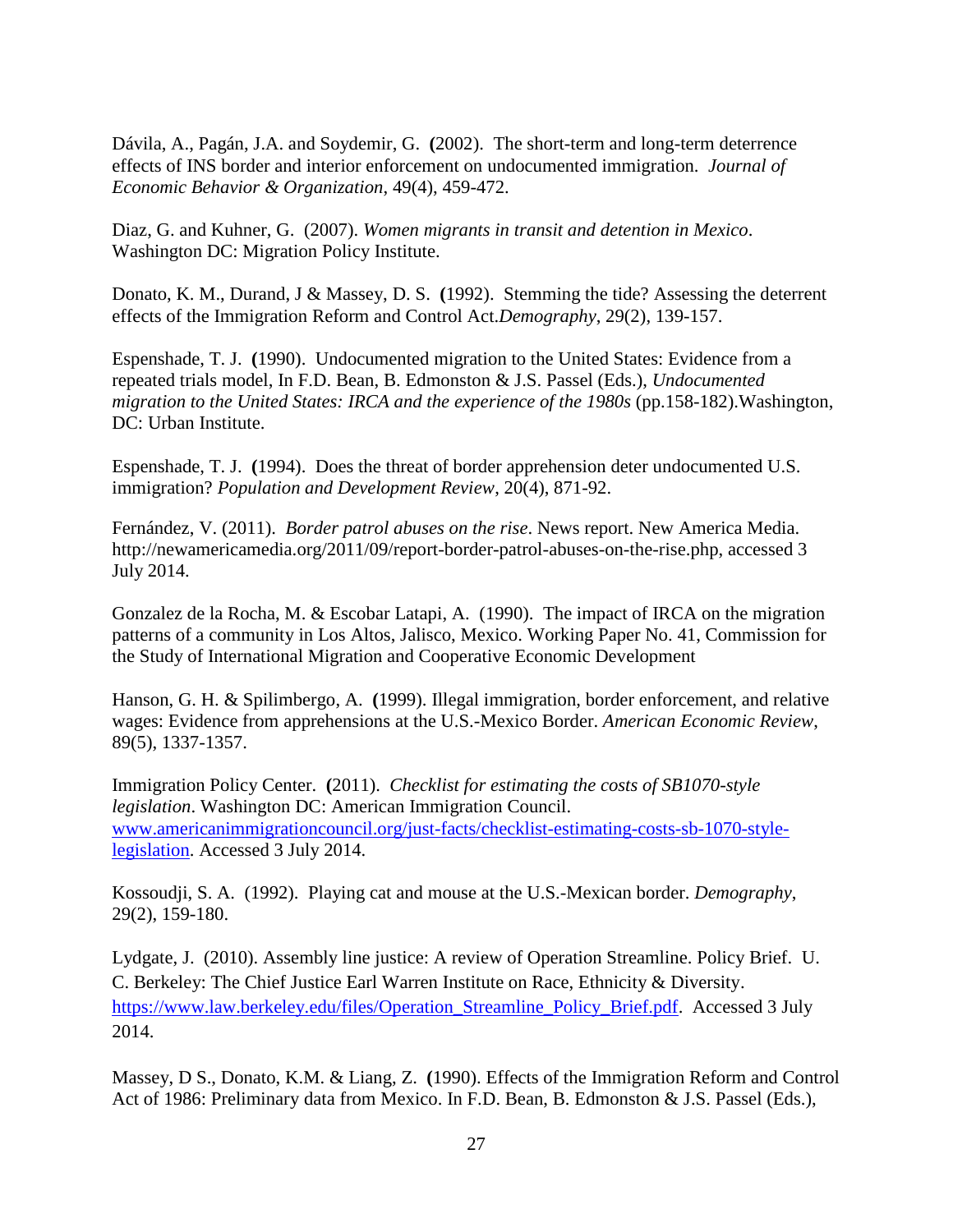Dávila, A., Pagán, J.A. and Soydemir, G. (2002). The short-term and long-term deterrence effects of INS border and interior enforcement on undocumented immigration. *Journal of Economic Behavior & Organization*, 49(4), 459-472.

Diaz, G. and Kuhner, G. (2007). *Women migrants in transit and detention in Mexico*. Washington DC: Migration Policy Institute.

Donato, K. M., Durand, J & Massey, D. S. (1992). Stemming the tide? Assessing the deterrent effects of the Immigration Reform and Control Act.*Demography*, 29(2), 139-157.

Espenshade, T. J. (1990). Undocumented migration to the United States: Evidence from a repeated trials model, In F.D. Bean, B. Edmonston & J.S. Passel (Eds.), *Undocumented migration to the United States: IRCA and the experience of the 1980s* (pp.158-182).Washington, DC: Urban Institute.

Espenshade, T. J. (1994). Does the threat of border apprehension deter undocumented U.S. immigration? *Population and Development Review*, 20(4), 871-92.

Fernández, V. (2011). *Border patrol abuses on the rise*. News report. New America Media. http://newamericamedia.org/2011/09/report-border-patrol-abuses-on-the-rise.php, accessed 3 July 2014.

Gonzalez de la Rocha, M. & Escobar Latapi, A. (1990). The impact of IRCA on the migration patterns of a community in Los Altos, Jalisco, Mexico. Working Paper No. 41, Commission for the Study of International Migration and Cooperative Economic Development

Hanson, G. H. & Spilimbergo, A. (1999). Illegal immigration, border enforcement, and relative wages: Evidence from apprehensions at the U.S.-Mexico Border. *American Economic Review*, 89(5), 1337-1357.

Immigration Policy Center. (2011). *Checklist for estimating the costs of SB1070-style legislation*. Washington DC: American Immigration Council. www.americanimmigrationcouncil.org/just-facts/checklist-estimating-costs-sb-1070-style-legislation. Accessed 3 July 2014.

Kossoudji, S. A. (1992). Playing cat and mouse at the U.S.-Mexican border. *Demography*, 29(2), 159-180.

Lydgate, J. (2010). Assembly line justice: A review of Operation Streamline. Policy Brief. U. C. Berkeley: The Chief Justice Earl Warren Institute on Race, Ethnicity & Diversity. https://www.law.berkeley.edu/files/Operation_Streamline_Policy_Brief.pdf. Accessed 3 July 2014.

Massey, D S., Donato, K.M. & Liang, Z. (1990). Effects of the Immigration Reform and Control Act of 1986: Preliminary data from Mexico. In F.D. Bean, B. Edmonston & J.S. Passel (Eds.),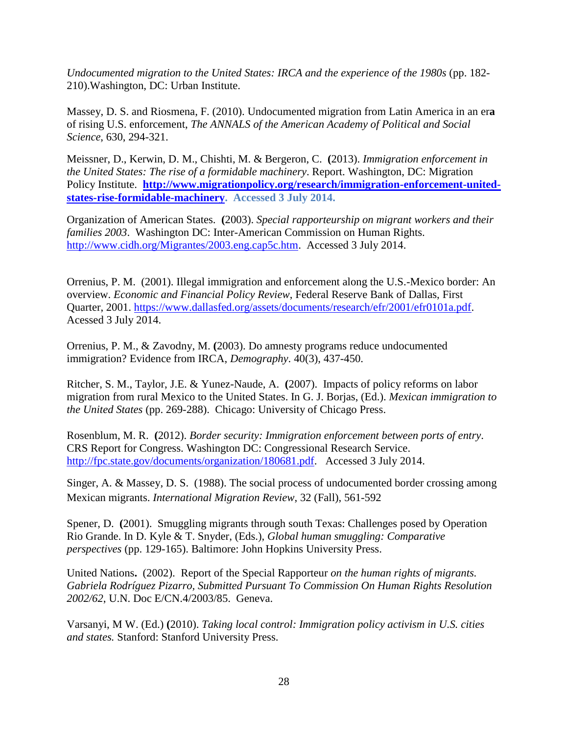*Undocumented migration to the United States: IRCA and the experience of the 1980s* (pp. 182-210).Washington, DC: Urban Institute.

Massey, D. S. and Riosmena, F. (2010). Undocumented migration from Latin America in an era of rising U.S. enforcement, *The ANNALS of the American Academy of Political and Social Science*, 630, 294-321.

Meissner, D., Kerwin, D. M., Chishti, M. & Bergeron, C. (2013). *Immigration enforcement in the United States: The rise of a formidable machinery*. Report. Washington, DC: Migration Policy Institute. **http://www.migrationpolicy.org/research/immigration-enforcement-united-states-rise-formidable-machinery. Accessed 3 July 2014.**

Organization of American States. (2003). *Special rapporteurship on migrant workers and their families 2003*. Washington DC: Inter-American Commission on Human Rights. http://www.cidh.org/Migrantes/2003.eng.cap5c.htm. Accessed 3 July 2014.

Orrenius, P. M. (2001). Illegal immigration and enforcement along the U.S.-Mexico border: An overview. *Economic and Financial Policy Review*, Federal Reserve Bank of Dallas, First Quarter, 2001. https://www.dallasfed.org/assets/documents/research/efr/2001/efr0101a.pdf. Acessed 3 July 2014.

Orrenius, P. M., & Zavodny, M. (2003). Do amnesty programs reduce undocumented immigration? Evidence from IRCA, *Demography*. 40(3), 437-450.

Ritcher, S. M., Taylor, J.E. & Yunez-Naude, A. (2007). Impacts of policy reforms on labor migration from rural Mexico to the United States. In G. J. Borjas, (Ed.). *Mexican immigration to the United States* (pp. 269-288). Chicago: University of Chicago Press.

Rosenblum, M. R. (2012). *Border security: Immigration enforcement between ports of entry*. CRS Report for Congress. Washington DC: Congressional Research Service. http://fpc.state.gov/documents/organization/180681.pdf. Accessed 3 July 2014.

Singer, A. & Massey, D. S. (1988). The social process of undocumented border crossing among Mexican migrants. *International Migration Review*, 32 (Fall), 561-592

Spener, D. (2001). Smuggling migrants through south Texas: Challenges posed by Operation Rio Grande. In D. Kyle & T. Snyder, (Eds.), *Global human smuggling: Comparative perspectives* (pp. 129-165). Baltimore: John Hopkins University Press.

United Nations. (2002). Report of the Special Rapporteur *on the human rights of migrants. Gabriela Rodríguez Pizarro, Submitted Pursuant To Commission On Human Rights Resolution 2002/62*, U.N. Doc E/CN.4/2003/85. Geneva.

Varsanyi, M W. (Ed.) (2010). *Taking local control: Immigration policy activism in U.S. cities and states.* Stanford: Stanford University Press.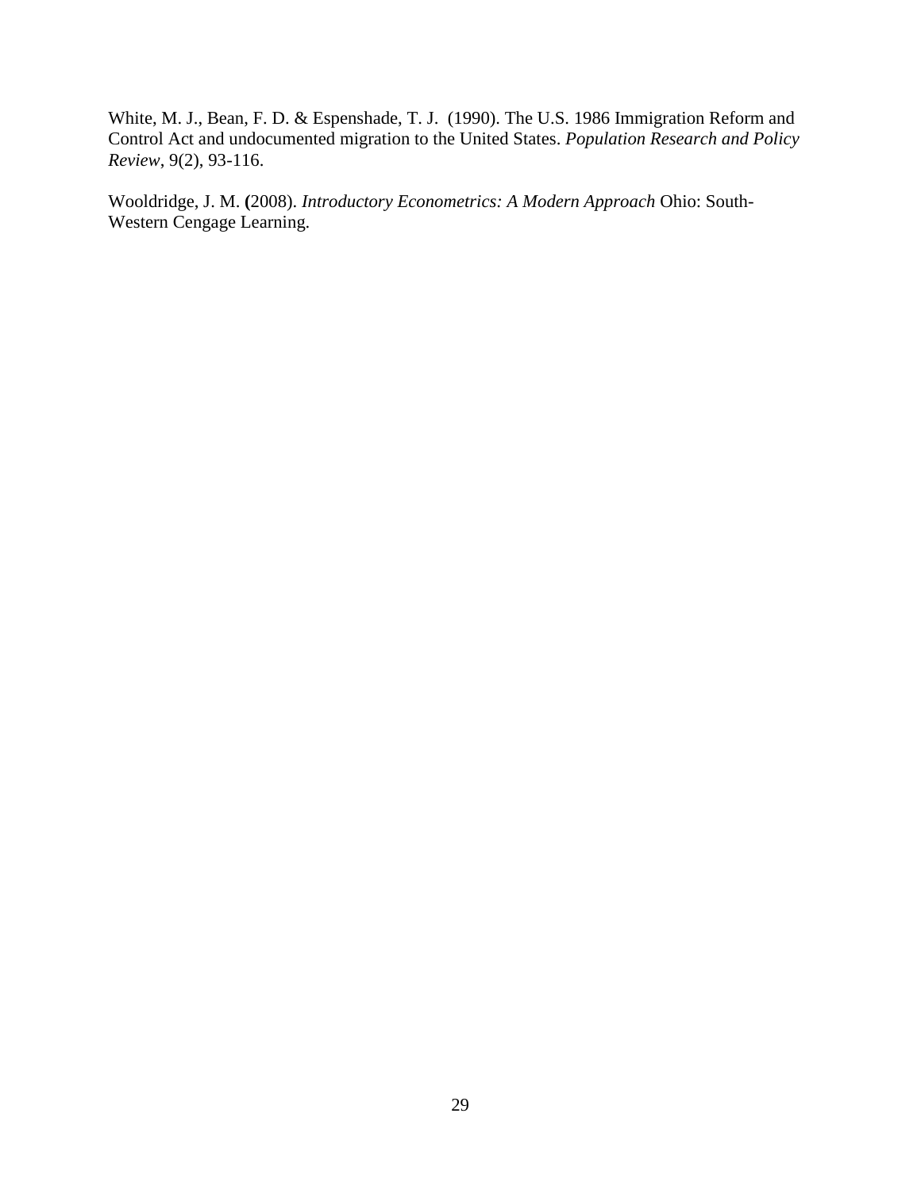White, M. J., Bean, F. D. & Espenshade, T. J. (1990). The U.S. 1986 Immigration Reform and Control Act and undocumented migration to the United States. *Population Research and Policy Review*, 9(2), 93-116.

Wooldridge, J. M. **(**2008). *Introductory Econometrics: A Modern Approach* Ohio: South-Western Cengage Learning.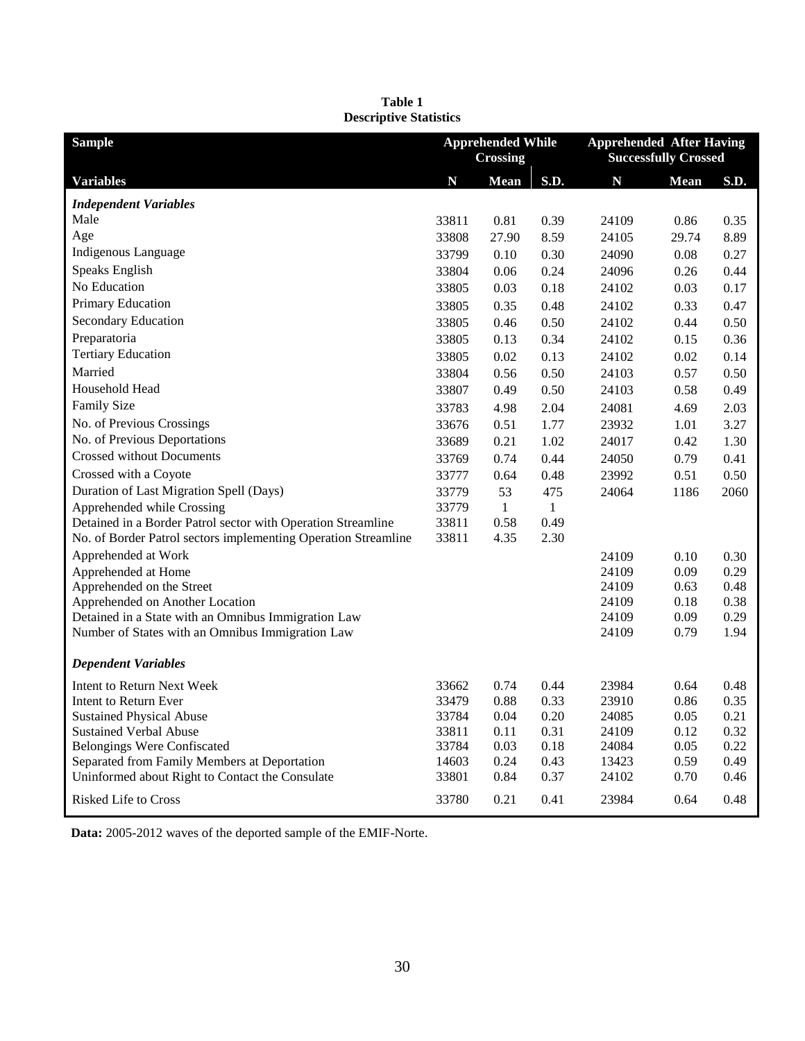**Table 1**
**Descriptive Statistics**

| Sample | Apprehended While Crossing | | | Apprehended After Having Successfully Crossed | | |
|---|---|---|---|---|---|---|
| **Variables** | **N** | **Mean** | **S.D.** | **N** | **Mean** | **S.D.** |
| ***Independent Variables*** | | | | | | |
| Male | 33811 | 0.81 | 0.39 | 24109 | 0.86 | 0.35 |
| Age | 33808 | 27.90 | 8.59 | 24105 | 29.74 | 8.89 |
| Indigenous Language | 33799 | 0.10 | 0.30 | 24090 | 0.08 | 0.27 |
| Speaks English | 33804 | 0.06 | 0.24 | 24096 | 0.26 | 0.44 |
| No Education | 33805 | 0.03 | 0.18 | 24102 | 0.03 | 0.17 |
| Primary Education | 33805 | 0.35 | 0.48 | 24102 | 0.33 | 0.47 |
| Secondary Education | 33805 | 0.46 | 0.50 | 24102 | 0.44 | 0.50 |
| Preparatoria | 33805 | 0.13 | 0.34 | 24102 | 0.15 | 0.36 |
| Tertiary Education | 33805 | 0.02 | 0.13 | 24102 | 0.02 | 0.14 |
| Married | 33804 | 0.56 | 0.50 | 24103 | 0.57 | 0.50 |
| Household Head | 33807 | 0.49 | 0.50 | 24103 | 0.58 | 0.49 |
| Family Size | 33783 | 4.98 | 2.04 | 24081 | 4.69 | 2.03 |
| No. of Previous Crossings | 33676 | 0.51 | 1.77 | 23932 | 1.01 | 3.27 |
| No. of Previous Deportations | 33689 | 0.21 | 1.02 | 24017 | 0.42 | 1.30 |
| Crossed without Documents | 33769 | 0.74 | 0.44 | 24050 | 0.79 | 0.41 |
| Crossed with a Coyote | 33777 | 0.64 | 0.48 | 23992 | 0.51 | 0.50 |
| Duration of Last Migration Spell (Days) | 33779 | 53 | 475 | 24064 | 1186 | 2060 |
| Apprehended while Crossing | 33779 | 1 | 1 | | | |
| Detained in a Border Patrol sector with Operation Streamline | 33811 | 0.58 | 0.49 | | | |
| No. of Border Patrol sectors implementing Operation Streamline | 33811 | 4.35 | 2.30 | | | |
| Apprehended at Work | | | | 24109 | 0.10 | 0.30 |
| Apprehended at Home | | | | 24109 | 0.09 | 0.29 |
| Apprehended on the Street | | | | 24109 | 0.63 | 0.48 |
| Apprehended on Another Location | | | | 24109 | 0.18 | 0.38 |
| Detained in a State with an Omnibus Immigration Law | | | | 24109 | 0.09 | 0.29 |
| Number of States with an Omnibus Immigration Law | | | | 24109 | 0.79 | 1.94 |
| ***Dependent Variables*** | | | | | | |
| Intent to Return Next Week | 33662 | 0.74 | 0.44 | 23984 | 0.64 | 0.48 |
| Intent to Return Ever | 33479 | 0.88 | 0.33 | 23910 | 0.86 | 0.35 |
| Sustained Physical Abuse | 33784 | 0.04 | 0.20 | 24085 | 0.05 | 0.21 |
| Sustained Verbal Abuse | 33811 | 0.11 | 0.31 | 24109 | 0.12 | 0.32 |
| Belongings Were Confiscated | 33784 | 0.03 | 0.18 | 24084 | 0.05 | 0.22 |
| Separated from Family Members at Deportation | 14603 | 0.24 | 0.43 | 13423 | 0.59 | 0.49 |
| Uninformed about Right to Contact the Consulate | 33801 | 0.84 | 0.37 | 24102 | 0.70 | 0.46 |
| Risked Life to Cross | 33780 | 0.21 | 0.41 | 23984 | 0.64 | 0.48 |

**Data:** 2005-2012 waves of the deported sample of the EMIF-Norte.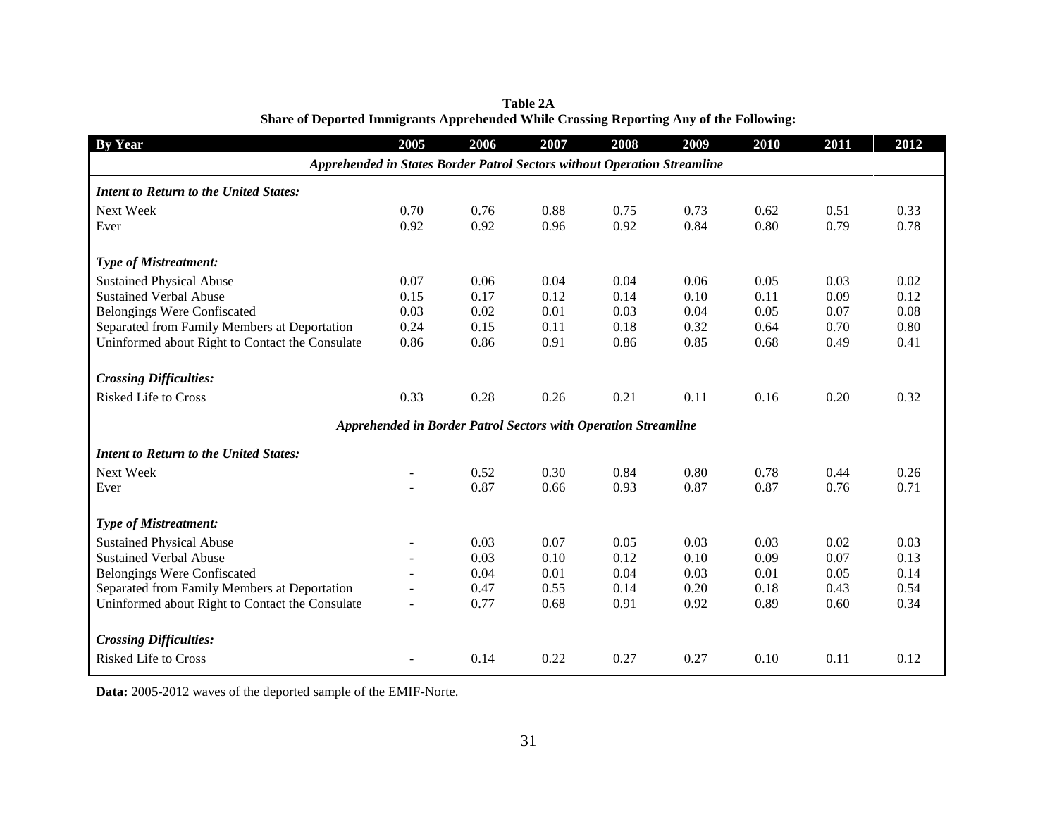**Table 2A**
**Share of Deported Immigrants Apprehended While Crossing Reporting Any of the Following:**

| By Year | 2005 | 2006 | 2007 | 2008 | 2009 | 2010 | 2011 | 2012 |
|---|---|---|---|---|---|---|---|---|
| ***Apprehended in States Border Patrol Sectors without Operation Streamline*** | | | | | | | | |
| ***Intent to Return to the United States:*** | | | | | | | | |
| Next Week | 0.70 | 0.76 | 0.88 | 0.75 | 0.73 | 0.62 | 0.51 | 0.33 |
| Ever | 0.92 | 0.92 | 0.96 | 0.92 | 0.84 | 0.80 | 0.79 | 0.78 |
| ***Type of Mistreatment:*** | | | | | | | | |
| Sustained Physical Abuse | 0.07 | 0.06 | 0.04 | 0.04 | 0.06 | 0.05 | 0.03 | 0.02 |
| Sustained Verbal Abuse | 0.15 | 0.17 | 0.12 | 0.14 | 0.10 | 0.11 | 0.09 | 0.12 |
| Belongings Were Confiscated | 0.03 | 0.02 | 0.01 | 0.03 | 0.04 | 0.05 | 0.07 | 0.08 |
| Separated from Family Members at Deportation | 0.24 | 0.15 | 0.11 | 0.18 | 0.32 | 0.64 | 0.70 | 0.80 |
| Uninformed about Right to Contact the Consulate | 0.86 | 0.86 | 0.91 | 0.86 | 0.85 | 0.68 | 0.49 | 0.41 |
| ***Crossing Difficulties:*** | | | | | | | | |
| Risked Life to Cross | 0.33 | 0.28 | 0.26 | 0.21 | 0.11 | 0.16 | 0.20 | 0.32 |
| ***Apprehended in Border Patrol Sectors with Operation Streamline*** | | | | | | | | |
| ***Intent to Return to the United States:*** | | | | | | | | |
| Next Week | - | 0.52 | 0.30 | 0.84 | 0.80 | 0.78 | 0.44 | 0.26 |
| Ever | - | 0.87 | 0.66 | 0.93 | 0.87 | 0.87 | 0.76 | 0.71 |
| ***Type of Mistreatment:*** | | | | | | | | |
| Sustained Physical Abuse | - | 0.03 | 0.07 | 0.05 | 0.03 | 0.03 | 0.02 | 0.03 |
| Sustained Verbal Abuse | - | 0.03 | 0.10 | 0.12 | 0.10 | 0.09 | 0.07 | 0.13 |
| Belongings Were Confiscated | - | 0.04 | 0.01 | 0.04 | 0.03 | 0.01 | 0.05 | 0.14 |
| Separated from Family Members at Deportation | - | 0.47 | 0.55 | 0.14 | 0.20 | 0.18 | 0.43 | 0.54 |
| Uninformed about Right to Contact the Consulate | - | 0.77 | 0.68 | 0.91 | 0.92 | 0.89 | 0.60 | 0.34 |
| ***Crossing Difficulties:*** | | | | | | | | |
| Risked Life to Cross | - | 0.14 | 0.22 | 0.27 | 0.27 | 0.10 | 0.11 | 0.12 |

**Data:** 2005-2012 waves of the deported sample of the EMIF-Norte.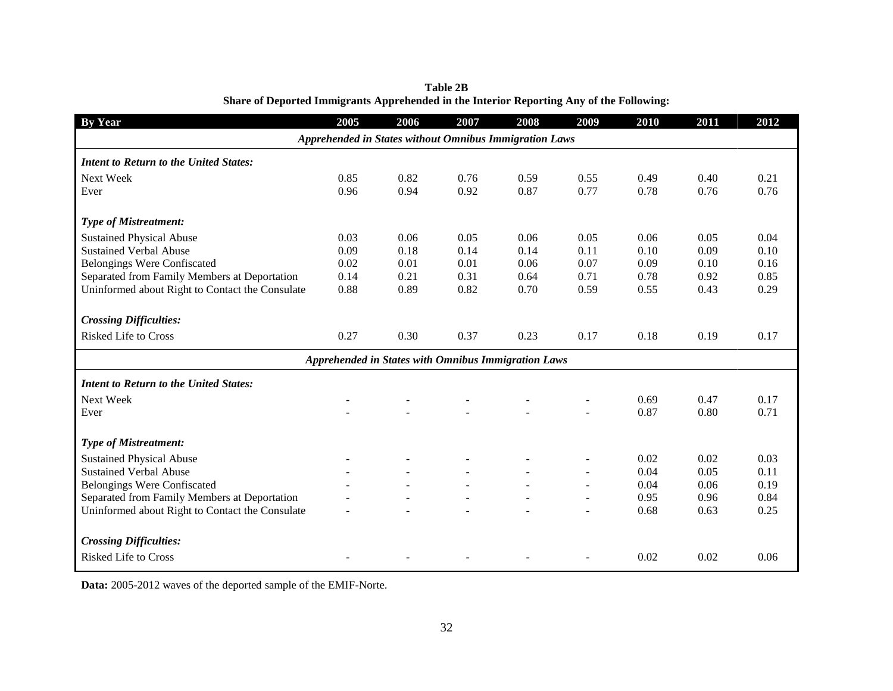**Table 2B**
**Share of Deported Immigrants Apprehended in the Interior Reporting Any of the Following:**

| By Year | 2005 | 2006 | 2007 | 2008 | 2009 | 2010 | 2011 | 2012 |
|---|---|---|---|---|---|---|---|---|
| ***Apprehended in States without Omnibus Immigration Laws*** | | | | | | | | |
| ***Intent to Return to the United States:*** | | | | | | | | |
| Next Week | 0.85 | 0.82 | 0.76 | 0.59 | 0.55 | 0.49 | 0.40 | 0.21 |
| Ever | 0.96 | 0.94 | 0.92 | 0.87 | 0.77 | 0.78 | 0.76 | 0.76 |
| ***Type of Mistreatment:*** | | | | | | | | |
| Sustained Physical Abuse | 0.03 | 0.06 | 0.05 | 0.06 | 0.05 | 0.06 | 0.05 | 0.04 |
| Sustained Verbal Abuse | 0.09 | 0.18 | 0.14 | 0.14 | 0.11 | 0.10 | 0.09 | 0.10 |
| Belongings Were Confiscated | 0.02 | 0.01 | 0.01 | 0.06 | 0.07 | 0.09 | 0.10 | 0.16 |
| Separated from Family Members at Deportation | 0.14 | 0.21 | 0.31 | 0.64 | 0.71 | 0.78 | 0.92 | 0.85 |
| Uninformed about Right to Contact the Consulate | 0.88 | 0.89 | 0.82 | 0.70 | 0.59 | 0.55 | 0.43 | 0.29 |
| ***Crossing Difficulties:*** | | | | | | | | |
| Risked Life to Cross | 0.27 | 0.30 | 0.37 | 0.23 | 0.17 | 0.18 | 0.19 | 0.17 |
| ***Apprehended in States with Omnibus Immigration Laws*** | | | | | | | | |
| ***Intent to Return to the United States:*** | | | | | | | | |
| Next Week | - | - | - | - | - | 0.69 | 0.47 | 0.17 |
| Ever | - | - | - | - | - | 0.87 | 0.80 | 0.71 |
| ***Type of Mistreatment:*** | | | | | | | | |
| Sustained Physical Abuse | - | - | - | - | - | 0.02 | 0.02 | 0.03 |
| Sustained Verbal Abuse | - | - | - | - | - | 0.04 | 0.05 | 0.11 |
| Belongings Were Confiscated | - | - | - | - | - | 0.04 | 0.06 | 0.19 |
| Separated from Family Members at Deportation | - | - | - | - | - | 0.95 | 0.96 | 0.84 |
| Uninformed about Right to Contact the Consulate | - | - | - | - | - | 0.68 | 0.63 | 0.25 |
| ***Crossing Difficulties:*** | | | | | | | | |
| Risked Life to Cross | - | - | - | - | - | 0.02 | 0.02 | 0.06 |

**Data:** 2005-2012 waves of the deported sample of the EMIF-Norte.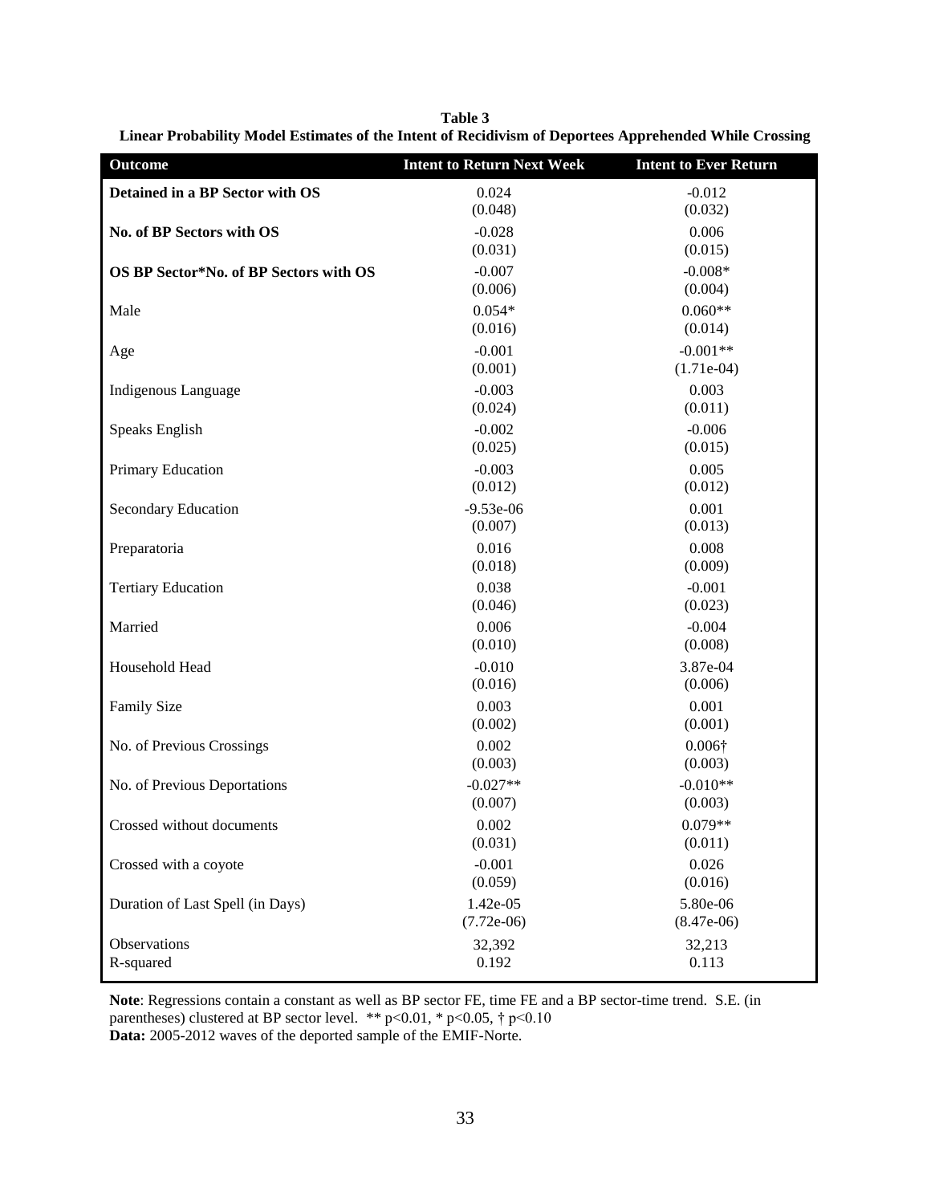**Table 3**
**Linear Probability Model Estimates of the Intent of Recidivism of Deportees Apprehended While Crossing**

| Outcome | Intent to Return Next Week | Intent to Ever Return |
|---|---|---|
| **Detained in a BP Sector with OS** | 0.024<br>(0.048) | -0.012<br>(0.032) |
| **No. of BP Sectors with OS** | -0.028<br>(0.031) | 0.006<br>(0.015) |
| **OS BP Sector*No. of BP Sectors with OS** | -0.007<br>(0.006) | -0.008*<br>(0.004) |
| Male | 0.054*<br>(0.016) | 0.060**<br>(0.014) |
| Age | -0.001<br>(0.001) | -0.001**<br>(1.71e-04) |
| Indigenous Language | -0.003<br>(0.024) | 0.003<br>(0.011) |
| Speaks English | -0.002<br>(0.025) | -0.006<br>(0.015) |
| Primary Education | -0.003<br>(0.012) | 0.005<br>(0.012) |
| Secondary Education | -9.53e-06<br>(0.007) | 0.001<br>(0.013) |
| Preparatoria | 0.016<br>(0.018) | 0.008<br>(0.009) |
| Tertiary Education | 0.038<br>(0.046) | -0.001<br>(0.023) |
| Married | 0.006<br>(0.010) | -0.004<br>(0.008) |
| Household Head | -0.010<br>(0.016) | 3.87e-04<br>(0.006) |
| Family Size | 0.003<br>(0.002) | 0.001<br>(0.001) |
| No. of Previous Crossings | 0.002<br>(0.003) | 0.006†<br>(0.003) |
| No. of Previous Deportations | -0.027**<br>(0.007) | -0.010**<br>(0.003) |
| Crossed without documents | 0.002<br>(0.031) | 0.079**<br>(0.011) |
| Crossed with a coyote | -0.001<br>(0.059) | 0.026<br>(0.016) |
| Duration of Last Spell (in Days) | 1.42e-05<br>(7.72e-06) | 5.80e-06<br>(8.47e-06) |
| Observations | 32,392 | 32,213 |
| R-squared | 0.192 | 0.113 |

**Note**: Regressions contain a constant as well as BP sector FE, time FE and a BP sector-time trend. S.E. (in parentheses) clustered at BP sector level. ** $p<0.01$, * $p<0.05$, † $p<0.10$
**Data:** 2005-2012 waves of the deported sample of the EMIF-Norte.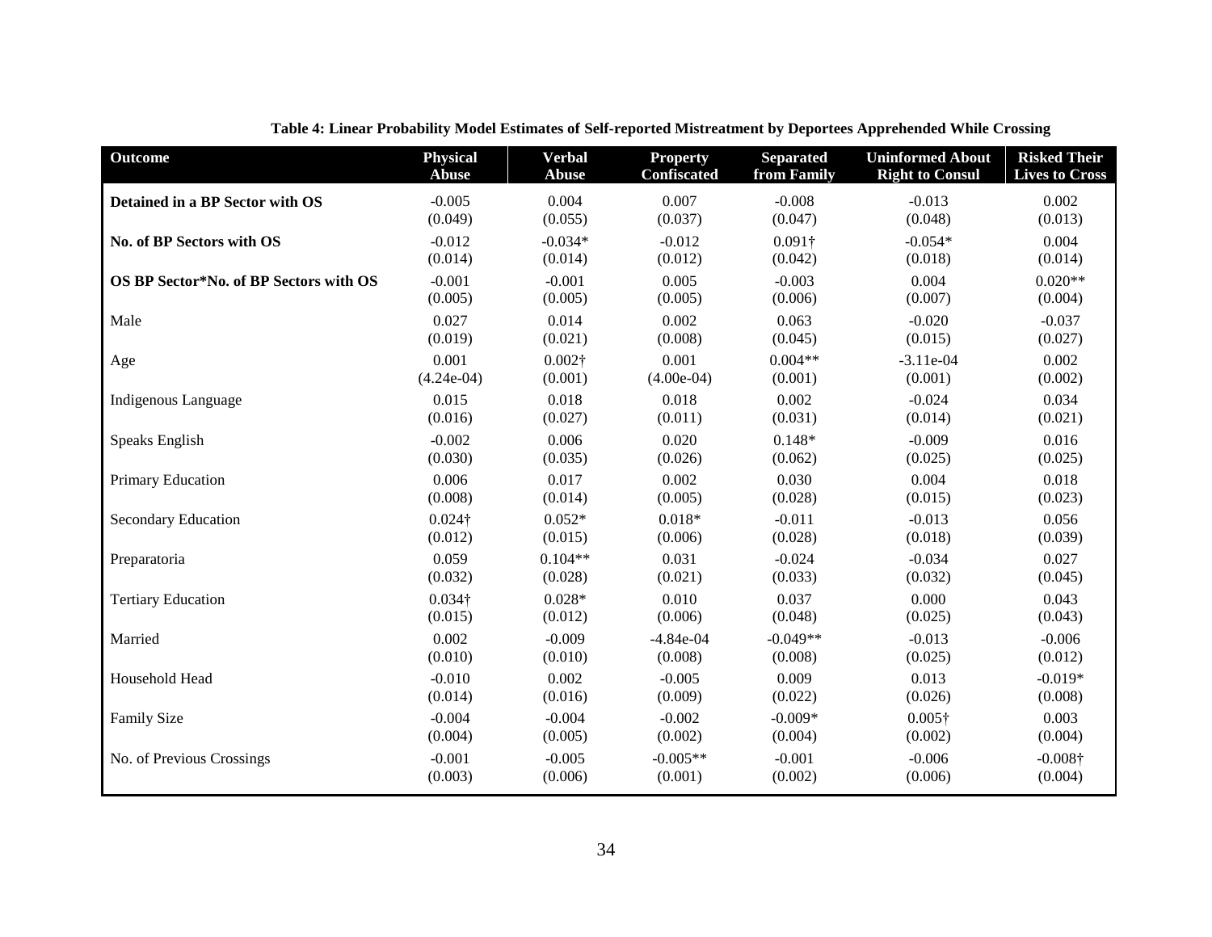**Table 4: Linear Probability Model Estimates of Self-reported Mistreatment by Deportees Apprehended While Crossing**

| Outcome | Physical Abuse | Verbal Abuse | Property Confiscated | Separated from Family | Uninformed About Right to Consul | Risked Their Lives to Cross |
|---|---|---|---|---|---|---|
| **Detained in a BP Sector with OS** | -0.005 | 0.004 | 0.007 | -0.008 | -0.013 | 0.002 |
| | (0.049) | (0.055) | (0.037) | (0.047) | (0.048) | (0.013) |
| **No. of BP Sectors with OS** | -0.012 | -0.034* | -0.012 | 0.091† | -0.054* | 0.004 |
| | (0.014) | (0.014) | (0.012) | (0.042) | (0.018) | (0.014) |
| **OS BP Sector*No. of BP Sectors with OS** | -0.001 | -0.001 | 0.005 | -0.003 | 0.004 | 0.020** |
| | (0.005) | (0.005) | (0.005) | (0.006) | (0.007) | (0.004) |
| Male | 0.027 | 0.014 | 0.002 | 0.063 | -0.020 | -0.037 |
| | (0.019) | (0.021) | (0.008) | (0.045) | (0.015) | (0.027) |
| Age | 0.001 | 0.002† | 0.001 | 0.004** | -3.11e-04 | 0.002 |
| | (4.24e-04) | (0.001) | (4.00e-04) | (0.001) | (0.001) | (0.002) |
| Indigenous Language | 0.015 | 0.018 | 0.018 | 0.002 | -0.024 | 0.034 |
| | (0.016) | (0.027) | (0.011) | (0.031) | (0.014) | (0.021) |
| Speaks English | -0.002 | 0.006 | 0.020 | 0.148* | -0.009 | 0.016 |
| | (0.030) | (0.035) | (0.026) | (0.062) | (0.025) | (0.025) |
| Primary Education | 0.006 | 0.017 | 0.002 | 0.030 | 0.004 | 0.018 |
| | (0.008) | (0.014) | (0.005) | (0.028) | (0.015) | (0.023) |
| Secondary Education | 0.024† | 0.052* | 0.018* | -0.011 | -0.013 | 0.056 |
| | (0.012) | (0.015) | (0.006) | (0.028) | (0.018) | (0.039) |
| Preparatoria | 0.059 | 0.104** | 0.031 | -0.024 | -0.034 | 0.027 |
| | (0.032) | (0.028) | (0.021) | (0.033) | (0.032) | (0.045) |
| Tertiary Education | 0.034† | 0.028* | 0.010 | 0.037 | 0.000 | 0.043 |
| | (0.015) | (0.012) | (0.006) | (0.048) | (0.025) | (0.043) |
| Married | 0.002 | -0.009 | -4.84e-04 | -0.049** | -0.013 | -0.006 |
| | (0.010) | (0.010) | (0.008) | (0.008) | (0.025) | (0.012) |
| Household Head | -0.010 | 0.002 | -0.005 | 0.009 | 0.013 | -0.019* |
| | (0.014) | (0.016) | (0.009) | (0.022) | (0.026) | (0.008) |
| Family Size | -0.004 | -0.004 | -0.002 | -0.009* | 0.005† | 0.003 |
| | (0.004) | (0.005) | (0.002) | (0.004) | (0.002) | (0.004) |
| No. of Previous Crossings | -0.001 | -0.005 | -0.005** | -0.001 | -0.006 | -0.008† |
| | (0.003) | (0.006) | (0.001) | (0.002) | (0.006) | (0.004) |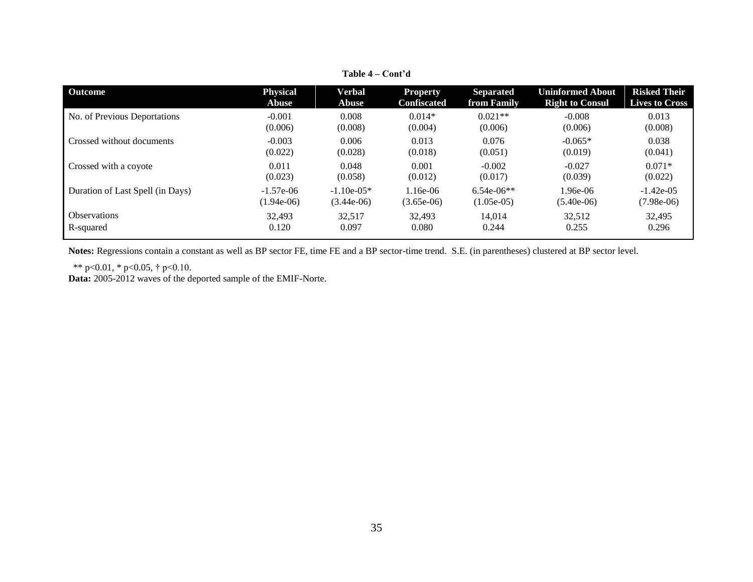**Table 4 – Cont'd**

| Outcome | Physical Abuse | Verbal Abuse | Property Confiscated | Separated from Family | Uninformed About Right to Consul | Risked Their Lives to Cross |
|---|---|---|---|---|---|---|
| No. of Previous Deportations | -0.001 | 0.008 | 0.014* | 0.021** | -0.008 | 0.013 |
| | (0.006) | (0.008) | (0.004) | (0.006) | (0.006) | (0.008) |
| Crossed without documents | -0.003 | 0.006 | 0.013 | 0.076 | -0.065* | 0.038 |
| | (0.022) | (0.028) | (0.018) | (0.051) | (0.019) | (0.041) |
| Crossed with a coyote | 0.011 | 0.048 | 0.001 | -0.002 | -0.027 | 0.071* |
| | (0.023) | (0.058) | (0.012) | (0.017) | (0.039) | (0.022) |
| Duration of Last Spell (in Days) | -1.57e-06 | -1.10e-05* | 1.16e-06 | 6.54e-06** | 1.96e-06 | -1.42e-05 |
| | (1.94e-06) | (3.44e-06) | (3.65e-06) | (1.05e-05) | (5.40e-06) | (7.98e-06) |
| Observations | 32,493 | 32,517 | 32,493 | 14,014 | 32,512 | 32,495 |
| R-squared | 0.120 | 0.097 | 0.080 | 0.244 | 0.255 | 0.296 |

**Notes:** Regressions contain a constant as well as BP sector FE, time FE and a BP sector-time trend. S.E. (in parentheses) clustered at BP sector level.

** p<0.01, * p<0.05, † p<0.10.

**Data:** 2005-2012 waves of the deported sample of the EMIF-Norte.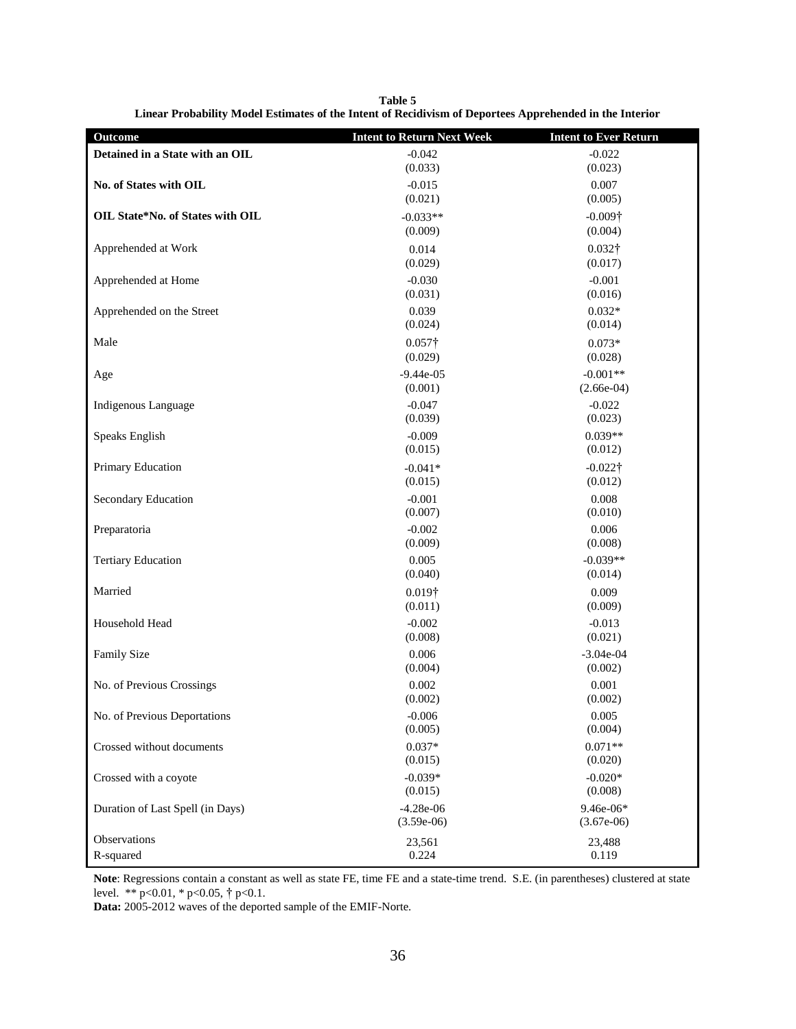**Table 5**
**Linear Probability Model Estimates of the Intent of Recidivism of Deportees Apprehended in the Interior**

| Outcome | Intent to Return Next Week | Intent to Ever Return |
|---|---|---|
| **Detained in a State with an OIL** | -0.042 | -0.022 |
| | (0.033) | (0.023) |
| **No. of States with OIL** | -0.015 | 0.007 |
| | (0.021) | (0.005) |
| **OIL State*No. of States with OIL** | -0.033** | -0.009† |
| | (0.009) | (0.004) |
| Apprehended at Work | 0.014 | 0.032† |
| | (0.029) | (0.017) |
| Apprehended at Home | -0.030 | -0.001 |
| | (0.031) | (0.016) |
| Apprehended on the Street | 0.039 | 0.032* |
| | (0.024) | (0.014) |
| Male | 0.057† | 0.073* |
| | (0.029) | (0.028) |
| Age | -9.44e-05 | -0.001** |
| | (0.001) | (2.66e-04) |
| Indigenous Language | -0.047 | -0.022 |
| | (0.039) | (0.023) |
| Speaks English | -0.009 | 0.039** |
| | (0.015) | (0.012) |
| Primary Education | -0.041* | -0.022† |
| | (0.015) | (0.012) |
| Secondary Education | -0.001 | 0.008 |
| | (0.007) | (0.010) |
| Preparatoria | -0.002 | 0.006 |
| | (0.009) | (0.008) |
| Tertiary Education | 0.005 | -0.039** |
| | (0.040) | (0.014) |
| Married | 0.019† | 0.009 |
| | (0.011) | (0.009) |
| Household Head | -0.002 | -0.013 |
| | (0.008) | (0.021) |
| Family Size | 0.006 | -3.04e-04 |
| | (0.004) | (0.002) |
| No. of Previous Crossings | 0.002 | 0.001 |
| | (0.002) | (0.002) |
| No. of Previous Deportations | -0.006 | 0.005 |
| | (0.005) | (0.004) |
| Crossed without documents | 0.037* | 0.071** |
| | (0.015) | (0.020) |
| Crossed with a coyote | -0.039* | -0.020* |
| | (0.015) | (0.008) |
| Duration of Last Spell (in Days) | -4.28e-06 | 9.46e-06* |
| | (3.59e-06) | (3.67e-06) |
| Observations | 23,561 | 23,488 |
| R-squared | 0.224 | 0.119 |

**Note**: Regressions contain a constant as well as state FE, time FE and a state-time trend. S.E. (in parentheses) clustered at state level. ** p<0.01, * p<0.05, † p<0.1.
**Data:** 2005-2012 waves of the deported sample of the EMIF-Norte.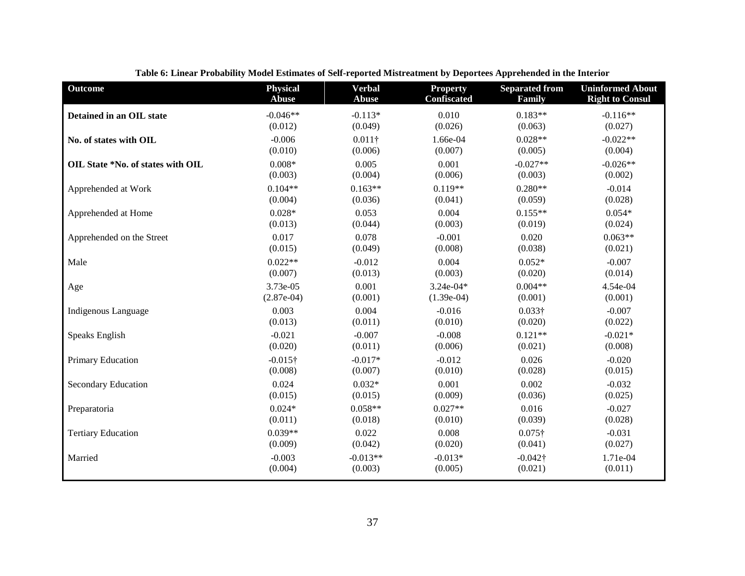**Table 6: Linear Probability Model Estimates of Self-reported Mistreatment by Deportees Apprehended in the Interior**

| Outcome | Physical Abuse | Verbal Abuse | Property Confiscated | Separated from Family | Uninformed About Right to Consul |
|---|---|---|---|---|---|
| **Detained in an OIL state** | -0.046** | -0.113* | 0.010 | 0.183** | -0.116** |
| | (0.012) | (0.049) | (0.026) | (0.063) | (0.027) |
| **No. of states with OIL** | -0.006 | 0.011† | 1.66e-04 | 0.028** | -0.022** |
| | (0.010) | (0.006) | (0.007) | (0.005) | (0.004) |
| **OIL State *No. of states with OIL** | 0.008* | 0.005 | 0.001 | -0.027** | -0.026** |
| | (0.003) | (0.004) | (0.006) | (0.003) | (0.002) |
| Apprehended at Work | 0.104** | 0.163** | 0.119** | 0.280** | -0.014 |
| | (0.004) | (0.036) | (0.041) | (0.059) | (0.028) |
| Apprehended at Home | 0.028* | 0.053 | 0.004 | 0.155** | 0.054* |
| | (0.013) | (0.044) | (0.003) | (0.019) | (0.024) |
| Apprehended on the Street | 0.017 | 0.078 | -0.001 | 0.020 | 0.063** |
| | (0.015) | (0.049) | (0.008) | (0.038) | (0.021) |
| Male | 0.022** | -0.012 | 0.004 | 0.052* | -0.007 |
| | (0.007) | (0.013) | (0.003) | (0.020) | (0.014) |
| Age | 3.73e-05 | 0.001 | 3.24e-04* | 0.004** | 4.54e-04 |
| | (2.87e-04) | (0.001) | (1.39e-04) | (0.001) | (0.001) |
| Indigenous Language | 0.003 | 0.004 | -0.016 | 0.033† | -0.007 |
| | (0.013) | (0.011) | (0.010) | (0.020) | (0.022) |
| Speaks English | -0.021 | -0.007 | -0.008 | 0.121** | -0.021* |
| | (0.020) | (0.011) | (0.006) | (0.021) | (0.008) |
| Primary Education | -0.015† | -0.017* | -0.012 | 0.026 | -0.020 |
| | (0.008) | (0.007) | (0.010) | (0.028) | (0.015) |
| Secondary Education | 0.024 | 0.032* | 0.001 | 0.002 | -0.032 |
| | (0.015) | (0.015) | (0.009) | (0.036) | (0.025) |
| Preparatoria | 0.024* | 0.058** | 0.027** | 0.016 | -0.027 |
| | (0.011) | (0.018) | (0.010) | (0.039) | (0.028) |
| Tertiary Education | 0.039** | 0.022 | 0.008 | 0.075† | -0.031 |
| | (0.009) | (0.042) | (0.020) | (0.041) | (0.027) |
| Married | -0.003 | -0.013** | -0.013* | -0.042† | 1.71e-04 |
| | (0.004) | (0.003) | (0.005) | (0.021) | (0.011) |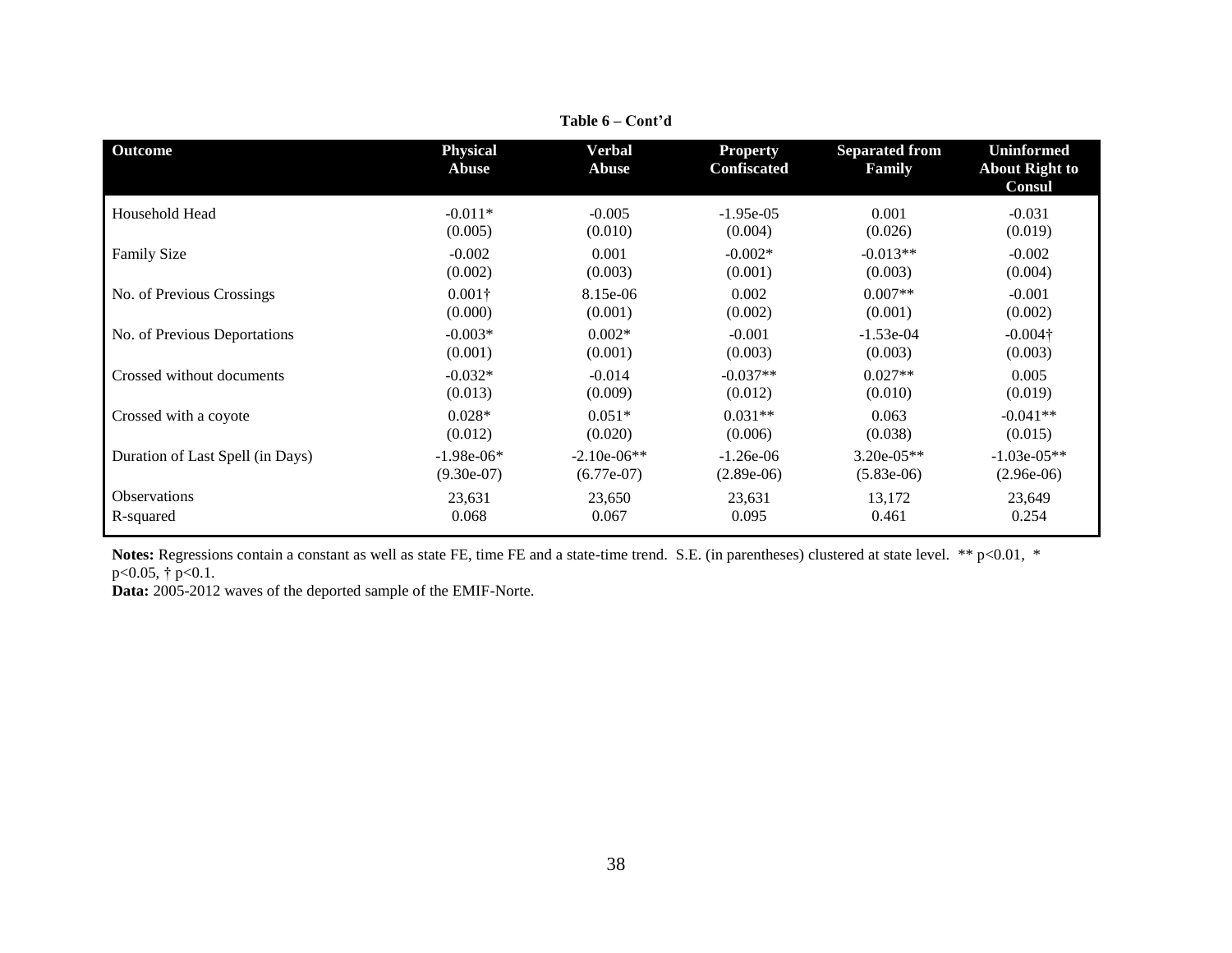**Table 6 – Cont'd**

| Outcome | Physical Abuse | Verbal Abuse | Property Confiscated | Separated from Family | Uninformed About Right to Consul |
|---|---|---|---|---|---|
| Household Head | -0.011* | -0.005 | -1.95e-05 | 0.001 | -0.031 |
| | (0.005) | (0.010) | (0.004) | (0.026) | (0.019) |
| Family Size | -0.002 | 0.001 | -0.002* | -0.013** | -0.002 |
| | (0.002) | (0.003) | (0.001) | (0.003) | (0.004) |
| No. of Previous Crossings | 0.001† | 8.15e-06 | 0.002 | 0.007** | -0.001 |
| | (0.000) | (0.001) | (0.002) | (0.001) | (0.002) |
| No. of Previous Deportations | -0.003* | 0.002* | -0.001 | -1.53e-04 | -0.004† |
| | (0.001) | (0.001) | (0.003) | (0.003) | (0.003) |
| Crossed without documents | -0.032* | -0.014 | -0.037** | 0.027** | 0.005 |
| | (0.013) | (0.009) | (0.012) | (0.010) | (0.019) |
| Crossed with a coyote | 0.028* | 0.051* | 0.031** | 0.063 | -0.041** |
| | (0.012) | (0.020) | (0.006) | (0.038) | (0.015) |
| Duration of Last Spell (in Days) | -1.98e-06* | -2.10e-06** | -1.26e-06 | 3.20e-05** | -1.03e-05** |
| | (9.30e-07) | (6.77e-07) | (2.89e-06) | (5.83e-06) | (2.96e-06) |
| Observations | 23,631 | 23,650 | 23,631 | 13,172 | 23,649 |
| R-squared | 0.068 | 0.067 | 0.095 | 0.461 | 0.254 |

**Notes:** Regressions contain a constant as well as state FE, time FE and a state-time trend. S.E. (in parentheses) clustered at state level. ** p<0.01, * p<0.05, † p<0.1.

**Data:** 2005-2012 waves of the deported sample of the EMIF-Norte.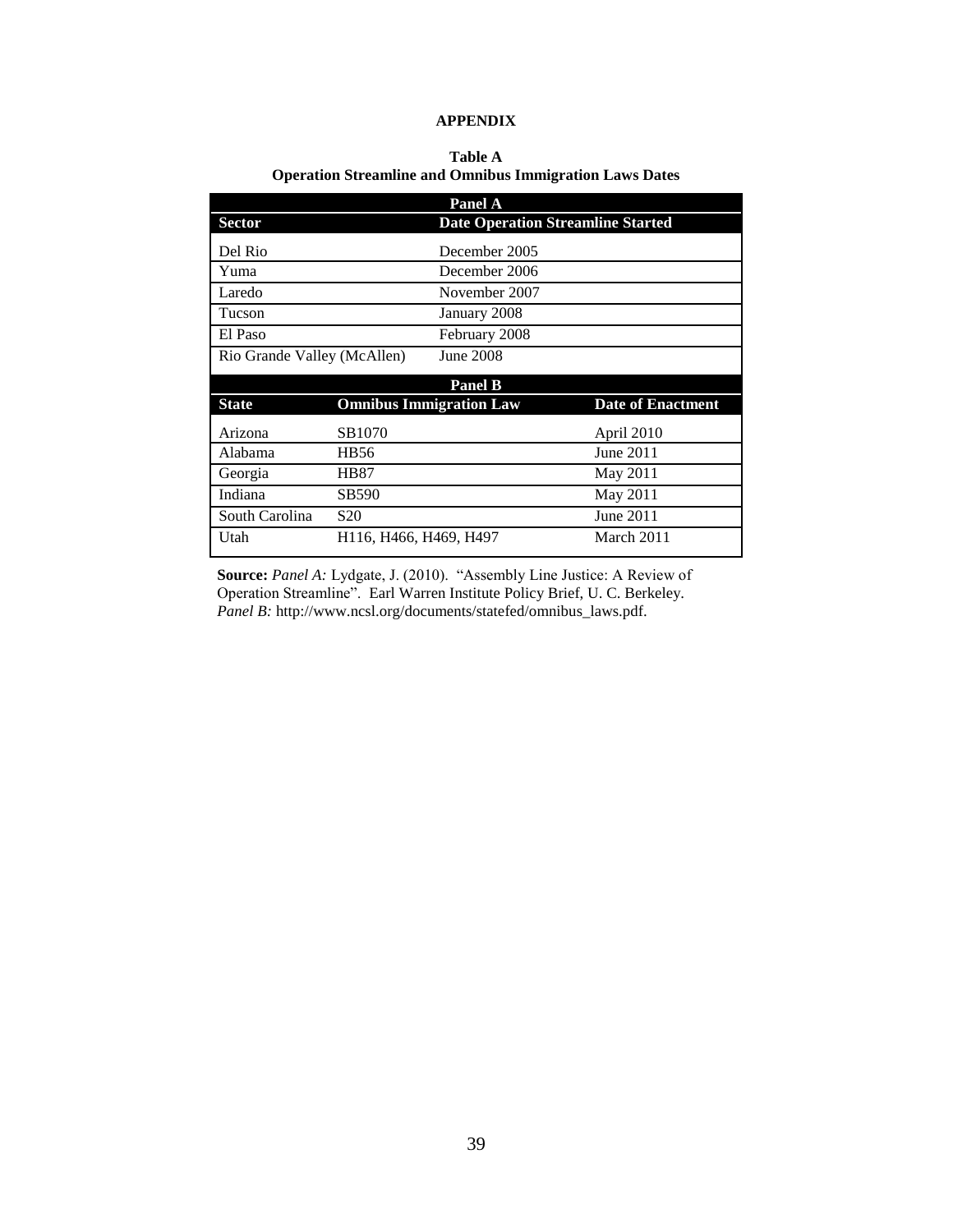**APPENDIX**

**Table A**
**Operation Streamline and Omnibus Immigration Laws Dates**

**Panel A**

| Sector | Date Operation Streamline Started |
|---|---|
| Del Rio | December 2005 |
| Yuma | December 2006 |
| Laredo | November 2007 |
| Tucson | January 2008 |
| El Paso | February 2008 |
| Rio Grande Valley (McAllen) | June 2008 |

**Panel B**

| State | Omnibus Immigration Law | Date of Enactment |
|---|---|---|
| Arizona | SB1070 | April 2010 |
| Alabama | HB56 | June 2011 |
| Georgia | HB87 | May 2011 |
| Indiana | SB590 | May 2011 |
| South Carolina | S20 | June 2011 |
| Utah | H116, H466, H469, H497 | March 2011 |

**Source:** *Panel A:* Lydgate, J. (2010). "Assembly Line Justice: A Review of Operation Streamline". Earl Warren Institute Policy Brief, U. C. Berkeley. *Panel B:* http://www.ncsl.org/documents/statefed/omnibus_laws.pdf.